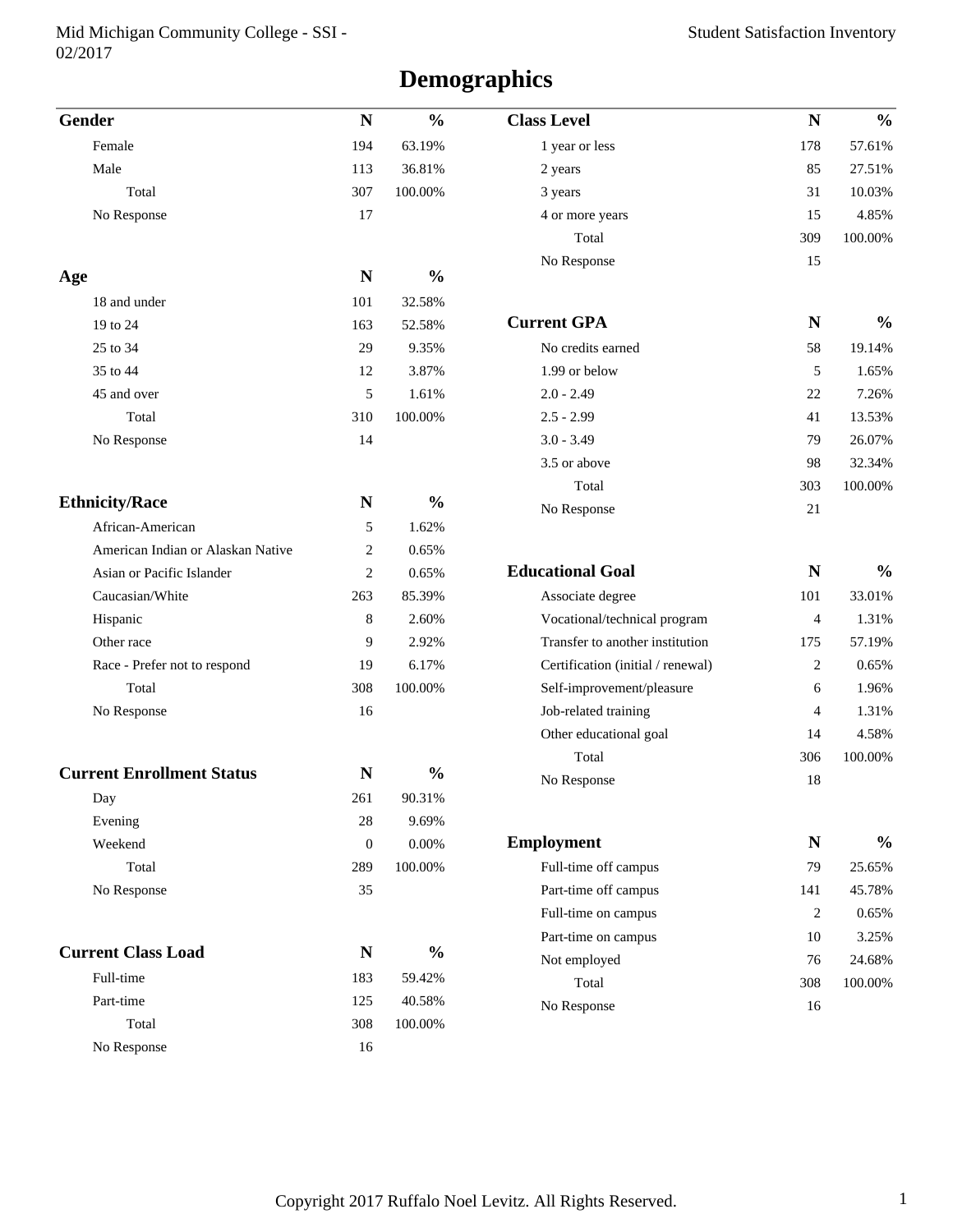# Demographics

| Gender | N | % |
|---|---|---|
| Female | 194 | 63.19% |
| Male | 113 | 36.81% |
| Total | 307 | 100.00% |
| No Response | 17 | |

| Age | N | % |
|---|---|---|
| 18 and under | 101 | 32.58% |
| 19 to 24 | 163 | 52.58% |
| 25 to 34 | 29 | 9.35% |
| 35 to 44 | 12 | 3.87% |
| 45 and over | 5 | 1.61% |
| Total | 310 | 100.00% |
| No Response | 14 | |

| Ethnicity/Race | N | % |
|---|---|---|
| African-American | 5 | 1.62% |
| American Indian or Alaskan Native | 2 | 0.65% |
| Asian or Pacific Islander | 2 | 0.65% |
| Caucasian/White | 263 | 85.39% |
| Hispanic | 8 | 2.60% |
| Other race | 9 | 2.92% |
| Race - Prefer not to respond | 19 | 6.17% |
| Total | 308 | 100.00% |
| No Response | 16 | |

| Current Enrollment Status | N | % |
|---|---|---|
| Day | 261 | 90.31% |
| Evening | 28 | 9.69% |
| Weekend | 0 | 0.00% |
| Total | 289 | 100.00% |
| No Response | 35 | |

| Current Class Load | N | % |
|---|---|---|
| Full-time | 183 | 59.42% |
| Part-time | 125 | 40.58% |
| Total | 308 | 100.00% |
| No Response | 16 | |

| Class Level | N | % |
|---|---|---|
| 1 year or less | 178 | 57.61% |
| 2 years | 85 | 27.51% |
| 3 years | 31 | 10.03% |
| 4 or more years | 15 | 4.85% |
| Total | 309 | 100.00% |
| No Response | 15 | |

| Current GPA | N | % |
|---|---|---|
| No credits earned | 58 | 19.14% |
| 1.99 or below | 5 | 1.65% |
| 2.0 - 2.49 | 22 | 7.26% |
| 2.5 - 2.99 | 41 | 13.53% |
| 3.0 - 3.49 | 79 | 26.07% |
| 3.5 or above | 98 | 32.34% |
| Total | 303 | 100.00% |
| No Response | 21 | |

| Educational Goal | N | % |
|---|---|---|
| Associate degree | 101 | 33.01% |
| Vocational/technical program | 4 | 1.31% |
| Transfer to another institution | 175 | 57.19% |
| Certification (initial / renewal) | 2 | 0.65% |
| Self-improvement/pleasure | 6 | 1.96% |
| Job-related training | 4 | 1.31% |
| Other educational goal | 14 | 4.58% |
| Total | 306 | 100.00% |
| No Response | 18 | |

| Employment | N | % |
|---|---|---|
| Full-time off campus | 79 | 25.65% |
| Part-time off campus | 141 | 45.78% |
| Full-time on campus | 2 | 0.65% |
| Part-time on campus | 10 | 3.25% |
| Not employed | 76 | 24.68% |
| Total | 308 | 100.00% |
| No Response | 16 | |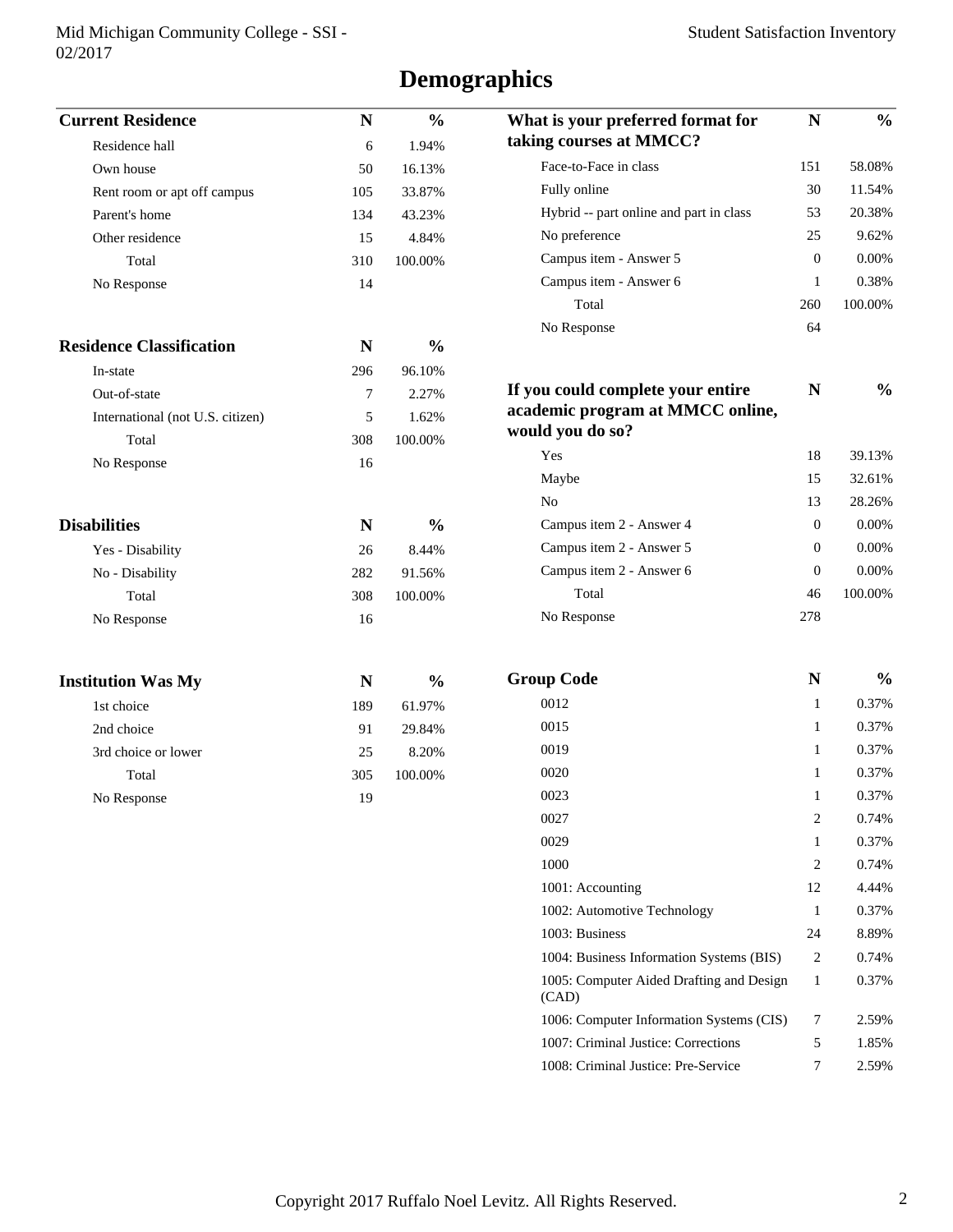# Demographics

| Current Residence | N | % |
|---|---|---|
| Residence hall | 6 | 1.94% |
| Own house | 50 | 16.13% |
| Rent room or apt off campus | 105 | 33.87% |
| Parent's home | 134 | 43.23% |
| Other residence | 15 | 4.84% |
| Total | 310 | 100.00% |
| No Response | 14 | |

| Residence Classification | N | % |
|---|---|---|
| In-state | 296 | 96.10% |
| Out-of-state | 7 | 2.27% |
| International (not U.S. citizen) | 5 | 1.62% |
| Total | 308 | 100.00% |
| No Response | 16 | |

| Disabilities | N | % |
|---|---|---|
| Yes - Disability | 26 | 8.44% |
| No - Disability | 282 | 91.56% |
| Total | 308 | 100.00% |
| No Response | 16 | |

| Institution Was My | N | % |
|---|---|---|
| 1st choice | 189 | 61.97% |
| 2nd choice | 91 | 29.84% |
| 3rd choice or lower | 25 | 8.20% |
| Total | 305 | 100.00% |
| No Response | 19 | |

| What is your preferred format for taking courses at MMCC? | N | % |
|---|---|---|
| Face-to-Face in class | 151 | 58.08% |
| Fully online | 30 | 11.54% |
| Hybrid -- part online and part in class | 53 | 20.38% |
| No preference | 25 | 9.62% |
| Campus item - Answer 5 | 0 | 0.00% |
| Campus item - Answer 6 | 1 | 0.38% |
| Total | 260 | 100.00% |
| No Response | 64 | |

| If you could complete your entire academic program at MMCC online, would you do so? | N | % |
|---|---|---|
| Yes | 18 | 39.13% |
| Maybe | 15 | 32.61% |
| No | 13 | 28.26% |
| Campus item 2 - Answer 4 | 0 | 0.00% |
| Campus item 2 - Answer 5 | 0 | 0.00% |
| Campus item 2 - Answer 6 | 0 | 0.00% |
| Total | 46 | 100.00% |
| No Response | 278 | |

| Group Code | N | % |
|---|---|---|
| 0012 | 1 | 0.37% |
| 0015 | 1 | 0.37% |
| 0019 | 1 | 0.37% |
| 0020 | 1 | 0.37% |
| 0023 | 1 | 0.37% |
| 0027 | 2 | 0.74% |
| 0029 | 1 | 0.37% |
| 1000 | 2 | 0.74% |
| 1001: Accounting | 12 | 4.44% |
| 1002: Automotive Technology | 1 | 0.37% |
| 1003: Business | 24 | 8.89% |
| 1004: Business Information Systems (BIS) | 2 | 0.74% |
| 1005: Computer Aided Drafting and Design (CAD) | 1 | 0.37% |
| 1006: Computer Information Systems (CIS) | 7 | 2.59% |
| 1007: Criminal Justice: Corrections | 5 | 1.85% |
| 1008: Criminal Justice: Pre-Service | 7 | 2.59% |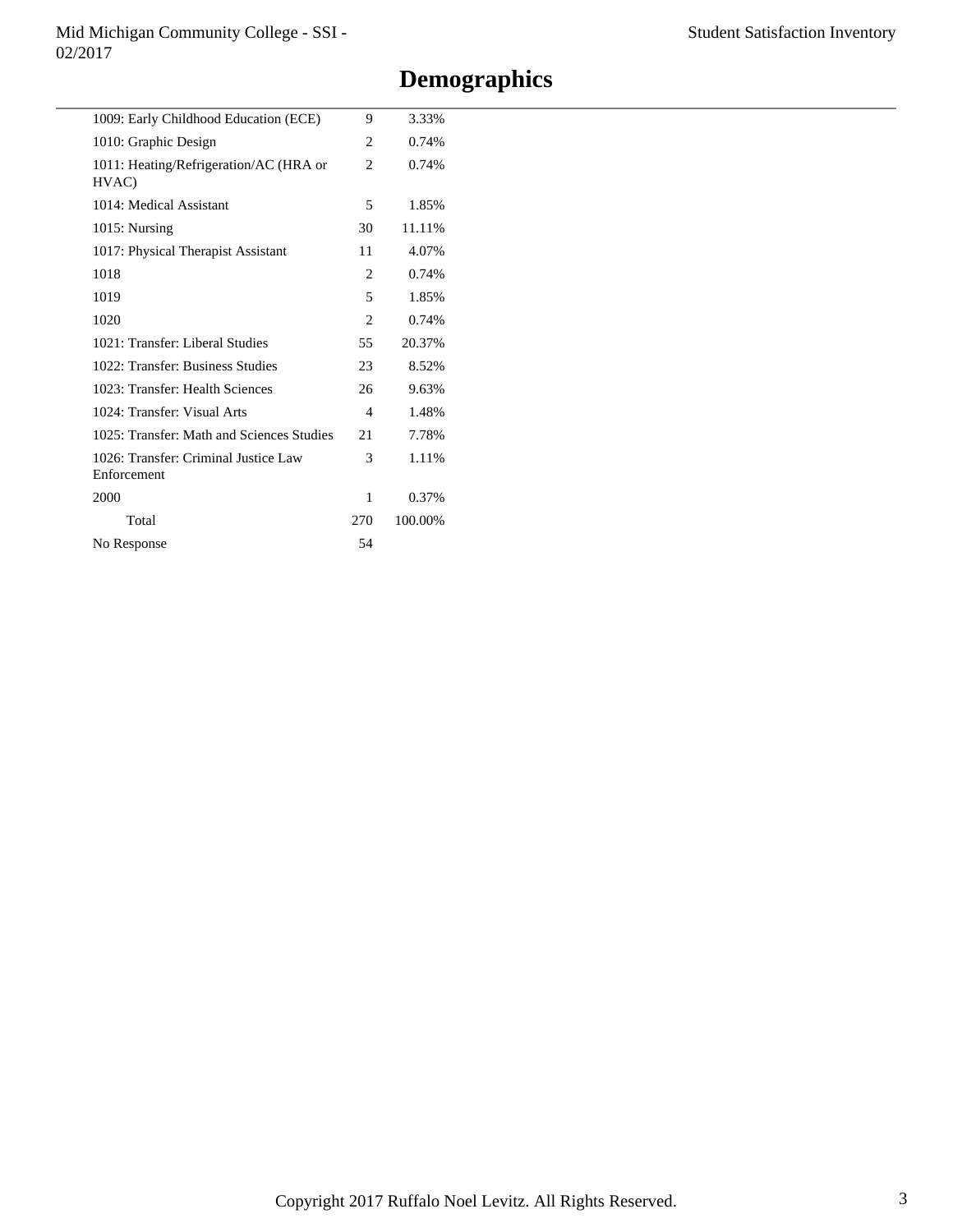# Demographics

| | | |
|---|---|---|
| 1009: Early Childhood Education (ECE) | 9 | 3.33% |
| 1010: Graphic Design | 2 | 0.74% |
| 1011: Heating/Refrigeration/AC (HRA or HVAC) | 2 | 0.74% |
| 1014: Medical Assistant | 5 | 1.85% |
| 1015: Nursing | 30 | 11.11% |
| 1017: Physical Therapist Assistant | 11 | 4.07% |
| 1018 | 2 | 0.74% |
| 1019 | 5 | 1.85% |
| 1020 | 2 | 0.74% |
| 1021: Transfer: Liberal Studies | 55 | 20.37% |
| 1022: Transfer: Business Studies | 23 | 8.52% |
| 1023: Transfer: Health Sciences | 26 | 9.63% |
| 1024: Transfer: Visual Arts | 4 | 1.48% |
| 1025: Transfer: Math and Sciences Studies | 21 | 7.78% |
| 1026: Transfer: Criminal Justice Law Enforcement | 3 | 1.11% |
| 2000 | 1 | 0.37% |
| Total | 270 | 100.00% |
| No Response | 54 | |

Copyright 2017 Ruffalo Noel Levitz. All Rights Reserved.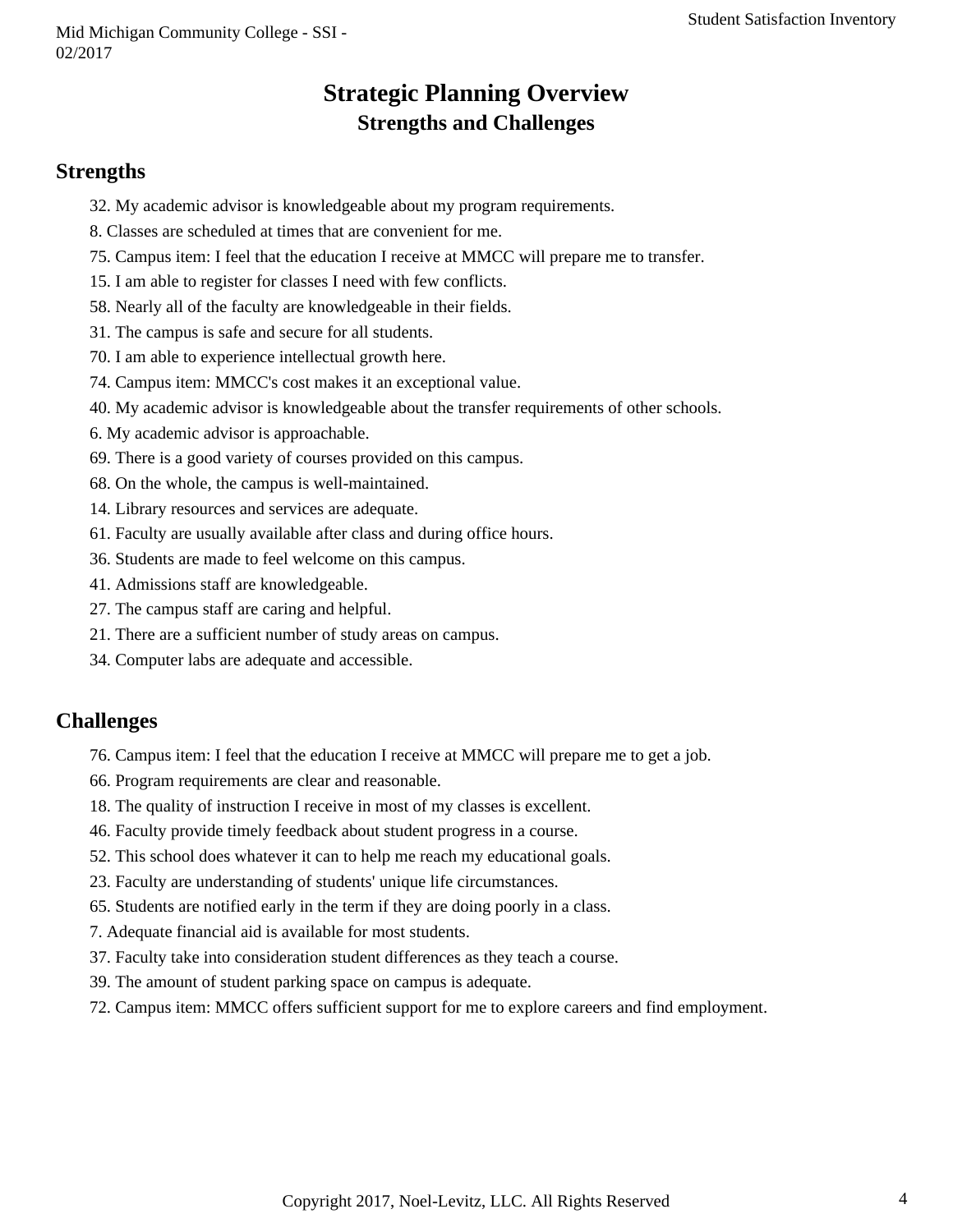# Strategic Planning Overview
## Strengths and Challenges

### Strengths

32. My academic advisor is knowledgeable about my program requirements.
8. Classes are scheduled at times that are convenient for me.
75. Campus item: I feel that the education I receive at MMCC will prepare me to transfer.
15. I am able to register for classes I need with few conflicts.
58. Nearly all of the faculty are knowledgeable in their fields.
31. The campus is safe and secure for all students.
70. I am able to experience intellectual growth here.
74. Campus item: MMCC's cost makes it an exceptional value.
40. My academic advisor is knowledgeable about the transfer requirements of other schools.
6. My academic advisor is approachable.
69. There is a good variety of courses provided on this campus.
68. On the whole, the campus is well-maintained.
14. Library resources and services are adequate.
61. Faculty are usually available after class and during office hours.
36. Students are made to feel welcome on this campus.
41. Admissions staff are knowledgeable.
27. The campus staff are caring and helpful.
21. There are a sufficient number of study areas on campus.
34. Computer labs are adequate and accessible.

### Challenges

76. Campus item: I feel that the education I receive at MMCC will prepare me to get a job.
66. Program requirements are clear and reasonable.
18. The quality of instruction I receive in most of my classes is excellent.
46. Faculty provide timely feedback about student progress in a course.
52. This school does whatever it can to help me reach my educational goals.
23. Faculty are understanding of students' unique life circumstances.
65. Students are notified early in the term if they are doing poorly in a class.
7. Adequate financial aid is available for most students.
37. Faculty take into consideration student differences as they teach a course.
39. The amount of student parking space on campus is adequate.
72. Campus item: MMCC offers sufficient support for me to explore careers and find employment.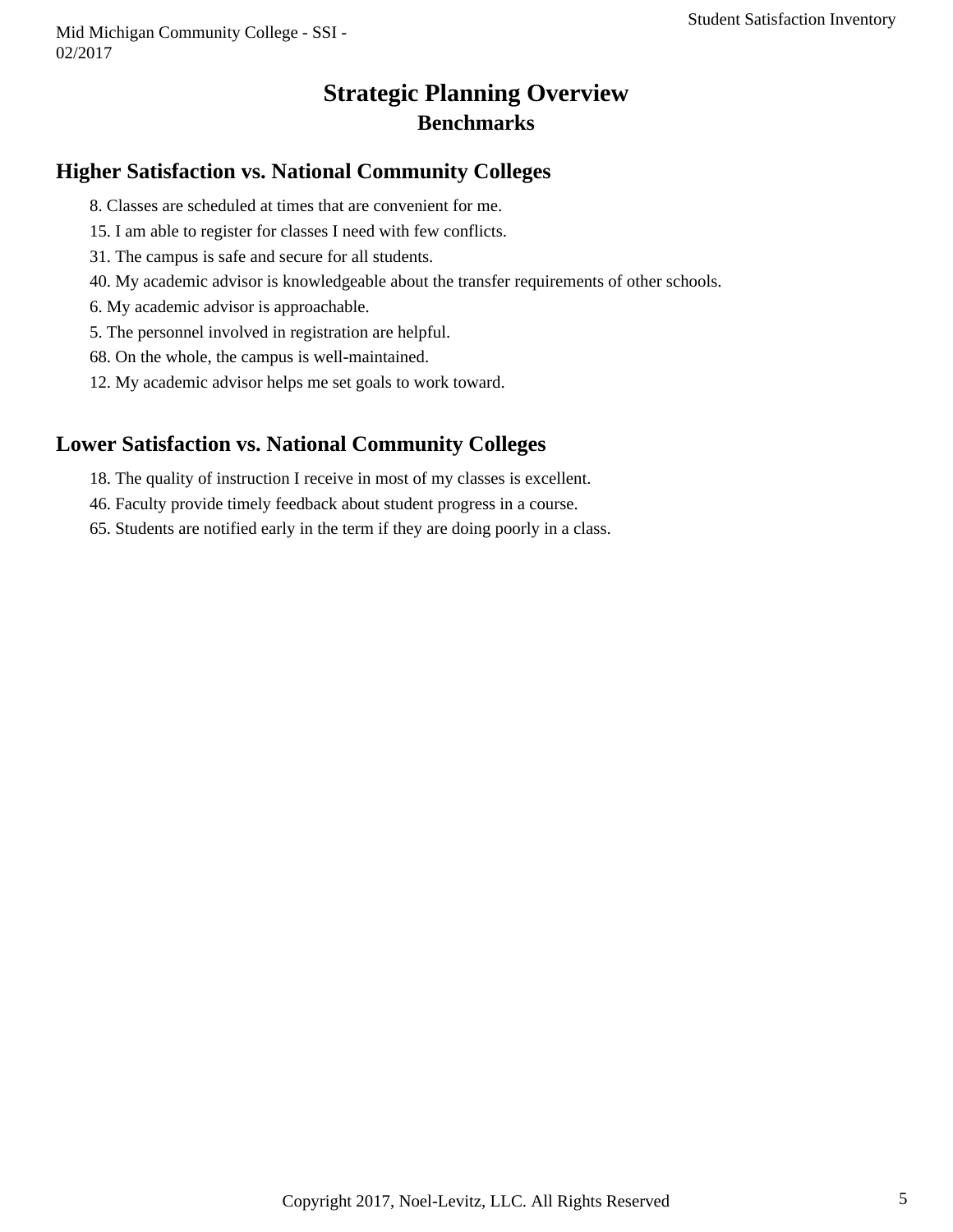# Strategic Planning Overview

## Benchmarks

### Higher Satisfaction vs. National Community Colleges

8. Classes are scheduled at times that are convenient for me.
15. I am able to register for classes I need with few conflicts.
31. The campus is safe and secure for all students.
40. My academic advisor is knowledgeable about the transfer requirements of other schools.
6. My academic advisor is approachable.
5. The personnel involved in registration are helpful.
68. On the whole, the campus is well-maintained.
12. My academic advisor helps me set goals to work toward.

### Lower Satisfaction vs. National Community Colleges

18. The quality of instruction I receive in most of my classes is excellent.
46. Faculty provide timely feedback about student progress in a course.
65. Students are notified early in the term if they are doing poorly in a class.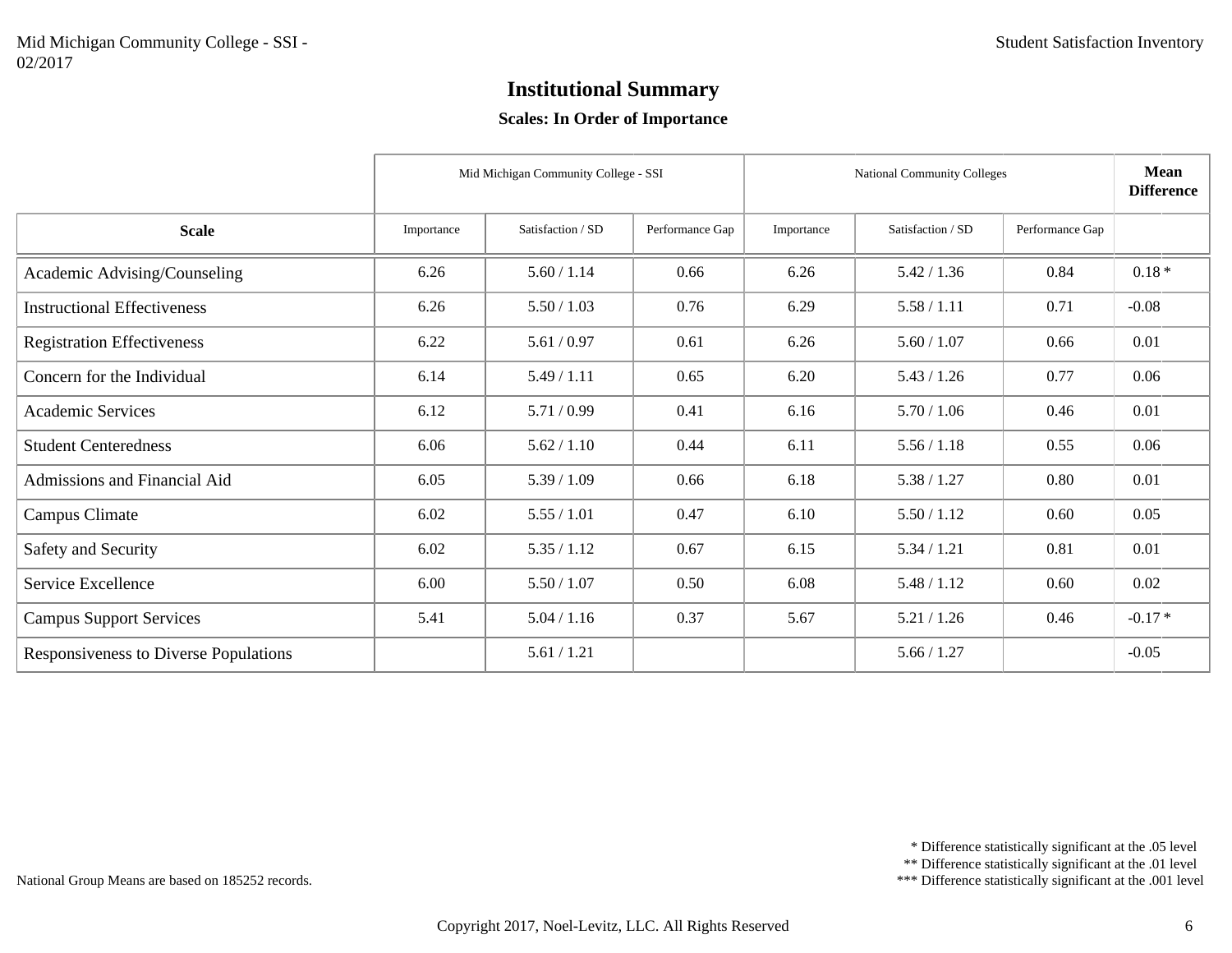## Institutional Summary

### Scales: In Order of Importance

| | Mid Michigan Community College - SSI | | | National Community Colleges | | | Mean Difference |
|---|---|---|---|---|---|---|---|
| **Scale** | Importance | Satisfaction / SD | Performance Gap | Importance | Satisfaction / SD | Performance Gap | |
| Academic Advising/Counseling | 6.26 | 5.60 / 1.14 | 0.66 | 6.26 | 5.42 / 1.36 | 0.84 | 0.18 * |
| Instructional Effectiveness | 6.26 | 5.50 / 1.03 | 0.76 | 6.29 | 5.58 / 1.11 | 0.71 | -0.08 |
| Registration Effectiveness | 6.22 | 5.61 / 0.97 | 0.61 | 6.26 | 5.60 / 1.07 | 0.66 | 0.01 |
| Concern for the Individual | 6.14 | 5.49 / 1.11 | 0.65 | 6.20 | 5.43 / 1.26 | 0.77 | 0.06 |
| Academic Services | 6.12 | 5.71 / 0.99 | 0.41 | 6.16 | 5.70 / 1.06 | 0.46 | 0.01 |
| Student Centeredness | 6.06 | 5.62 / 1.10 | 0.44 | 6.11 | 5.56 / 1.18 | 0.55 | 0.06 |
| Admissions and Financial Aid | 6.05 | 5.39 / 1.09 | 0.66 | 6.18 | 5.38 / 1.27 | 0.80 | 0.01 |
| Campus Climate | 6.02 | 5.55 / 1.01 | 0.47 | 6.10 | 5.50 / 1.12 | 0.60 | 0.05 |
| Safety and Security | 6.02 | 5.35 / 1.12 | 0.67 | 6.15 | 5.34 / 1.21 | 0.81 | 0.01 |
| Service Excellence | 6.00 | 5.50 / 1.07 | 0.50 | 6.08 | 5.48 / 1.12 | 0.60 | 0.02 |
| Campus Support Services | 5.41 | 5.04 / 1.16 | 0.37 | 5.67 | 5.21 / 1.26 | 0.46 | -0.17 * |
| Responsiveness to Diverse Populations | | 5.61 / 1.21 | | | 5.66 / 1.27 | | -0.05 |

National Group Means are based on 185252 records.

\* Difference statistically significant at the .05 level
\*\* Difference statistically significant at the .01 level
\*\*\* Difference statistically significant at the .001 level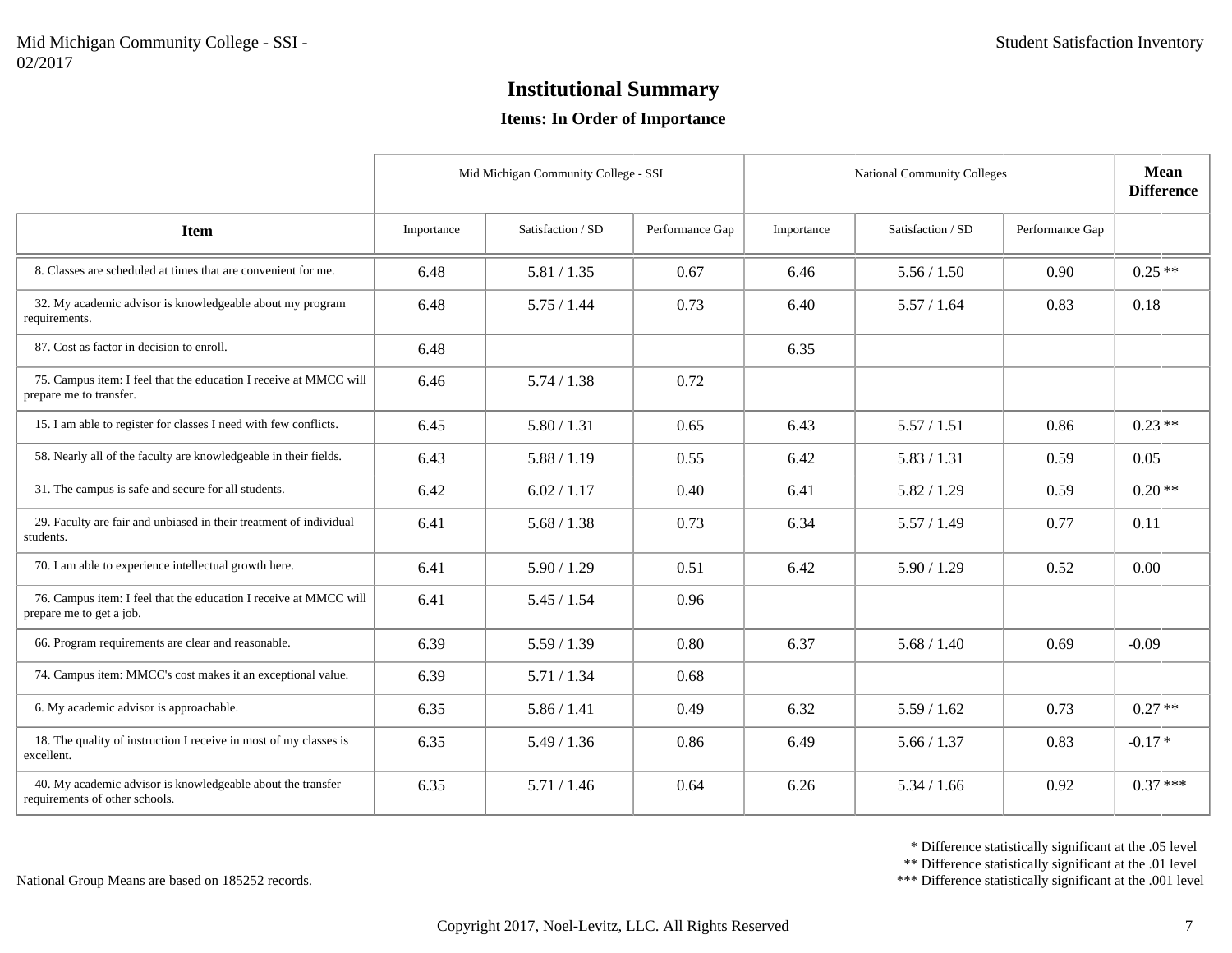# Institutional Summary

## Items: In Order of Importance

| Item | Mid Michigan Community College - SSI | | | National Community Colleges | | | Mean Difference |
|---|---|---|---|---|---|---|---|
| | Importance | Satisfaction / SD | Performance Gap | Importance | Satisfaction / SD | Performance Gap | |
| 8. Classes are scheduled at times that are convenient for me. | 6.48 | 5.81 / 1.35 | 0.67 | 6.46 | 5.56 / 1.50 | 0.90 | 0.25 ** |
| 32. My academic advisor is knowledgeable about my program requirements. | 6.48 | 5.75 / 1.44 | 0.73 | 6.40 | 5.57 / 1.64 | 0.83 | 0.18 |
| 87. Cost as factor in decision to enroll. | 6.48 | | | 6.35 | | | |
| 75. Campus item: I feel that the education I receive at MMCC will prepare me to transfer. | 6.46 | 5.74 / 1.38 | 0.72 | | | | |
| 15. I am able to register for classes I need with few conflicts. | 6.45 | 5.80 / 1.31 | 0.65 | 6.43 | 5.57 / 1.51 | 0.86 | 0.23 ** |
| 58. Nearly all of the faculty are knowledgeable in their fields. | 6.43 | 5.88 / 1.19 | 0.55 | 6.42 | 5.83 / 1.31 | 0.59 | 0.05 |
| 31. The campus is safe and secure for all students. | 6.42 | 6.02 / 1.17 | 0.40 | 6.41 | 5.82 / 1.29 | 0.59 | 0.20 ** |
| 29. Faculty are fair and unbiased in their treatment of individual students. | 6.41 | 5.68 / 1.38 | 0.73 | 6.34 | 5.57 / 1.49 | 0.77 | 0.11 |
| 70. I am able to experience intellectual growth here. | 6.41 | 5.90 / 1.29 | 0.51 | 6.42 | 5.90 / 1.29 | 0.52 | 0.00 |
| 76. Campus item: I feel that the education I receive at MMCC will prepare me to get a job. | 6.41 | 5.45 / 1.54 | 0.96 | | | | |
| 66. Program requirements are clear and reasonable. | 6.39 | 5.59 / 1.39 | 0.80 | 6.37 | 5.68 / 1.40 | 0.69 | -0.09 |
| 74. Campus item: MMCC's cost makes it an exceptional value. | 6.39 | 5.71 / 1.34 | 0.68 | | | | |
| 6. My academic advisor is approachable. | 6.35 | 5.86 / 1.41 | 0.49 | 6.32 | 5.59 / 1.62 | 0.73 | 0.27 ** |
| 18. The quality of instruction I receive in most of my classes is excellent. | 6.35 | 5.49 / 1.36 | 0.86 | 6.49 | 5.66 / 1.37 | 0.83 | -0.17 * |
| 40. My academic advisor is knowledgeable about the transfer requirements of other schools. | 6.35 | 5.71 / 1.46 | 0.64 | 6.26 | 5.34 / 1.66 | 0.92 | 0.37 *** |

National Group Means are based on 185252 records.

\* Difference statistically significant at the .05 level
\*\* Difference statistically significant at the .01 level
\*\*\* Difference statistically significant at the .001 level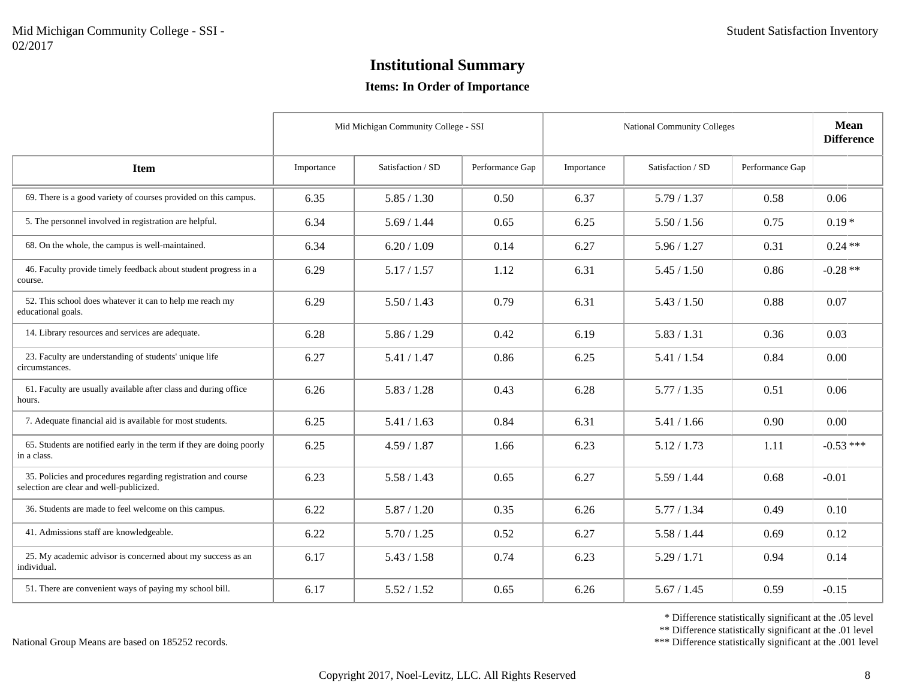## Institutional Summary

### Items: In Order of Importance

| | Mid Michigan Community College - SSI | | | National Community Colleges | | | Mean Difference |
|---|---|---|---|---|---|---|---|
| Item | Importance | Satisfaction / SD | Performance Gap | Importance | Satisfaction / SD | Performance Gap | |
| 69. There is a good variety of courses provided on this campus. | 6.35 | 5.85 / 1.30 | 0.50 | 6.37 | 5.79 / 1.37 | 0.58 | 0.06 |
| 5. The personnel involved in registration are helpful. | 6.34 | 5.69 / 1.44 | 0.65 | 6.25 | 5.50 / 1.56 | 0.75 | 0.19 * |
| 68. On the whole, the campus is well-maintained. | 6.34 | 6.20 / 1.09 | 0.14 | 6.27 | 5.96 / 1.27 | 0.31 | 0.24 ** |
| 46. Faculty provide timely feedback about student progress in a course. | 6.29 | 5.17 / 1.57 | 1.12 | 6.31 | 5.45 / 1.50 | 0.86 | -0.28 ** |
| 52. This school does whatever it can to help me reach my educational goals. | 6.29 | 5.50 / 1.43 | 0.79 | 6.31 | 5.43 / 1.50 | 0.88 | 0.07 |
| 14. Library resources and services are adequate. | 6.28 | 5.86 / 1.29 | 0.42 | 6.19 | 5.83 / 1.31 | 0.36 | 0.03 |
| 23. Faculty are understanding of students' unique life circumstances. | 6.27 | 5.41 / 1.47 | 0.86 | 6.25 | 5.41 / 1.54 | 0.84 | 0.00 |
| 61. Faculty are usually available after class and during office hours. | 6.26 | 5.83 / 1.28 | 0.43 | 6.28 | 5.77 / 1.35 | 0.51 | 0.06 |
| 7. Adequate financial aid is available for most students. | 6.25 | 5.41 / 1.63 | 0.84 | 6.31 | 5.41 / 1.66 | 0.90 | 0.00 |
| 65. Students are notified early in the term if they are doing poorly in a class. | 6.25 | 4.59 / 1.87 | 1.66 | 6.23 | 5.12 / 1.73 | 1.11 | -0.53 *** |
| 35. Policies and procedures regarding registration and course selection are clear and well-publicized. | 6.23 | 5.58 / 1.43 | 0.65 | 6.27 | 5.59 / 1.44 | 0.68 | -0.01 |
| 36. Students are made to feel welcome on this campus. | 6.22 | 5.87 / 1.20 | 0.35 | 6.26 | 5.77 / 1.34 | 0.49 | 0.10 |
| 41. Admissions staff are knowledgeable. | 6.22 | 5.70 / 1.25 | 0.52 | 6.27 | 5.58 / 1.44 | 0.69 | 0.12 |
| 25. My academic advisor is concerned about my success as an individual. | 6.17 | 5.43 / 1.58 | 0.74 | 6.23 | 5.29 / 1.71 | 0.94 | 0.14 |
| 51. There are convenient ways of paying my school bill. | 6.17 | 5.52 / 1.52 | 0.65 | 6.26 | 5.67 / 1.45 | 0.59 | -0.15 |

National Group Means are based on 185252 records.

\* Difference statistically significant at the .05 level
\*\* Difference statistically significant at the .01 level
\*\*\* Difference statistically significant at the .001 level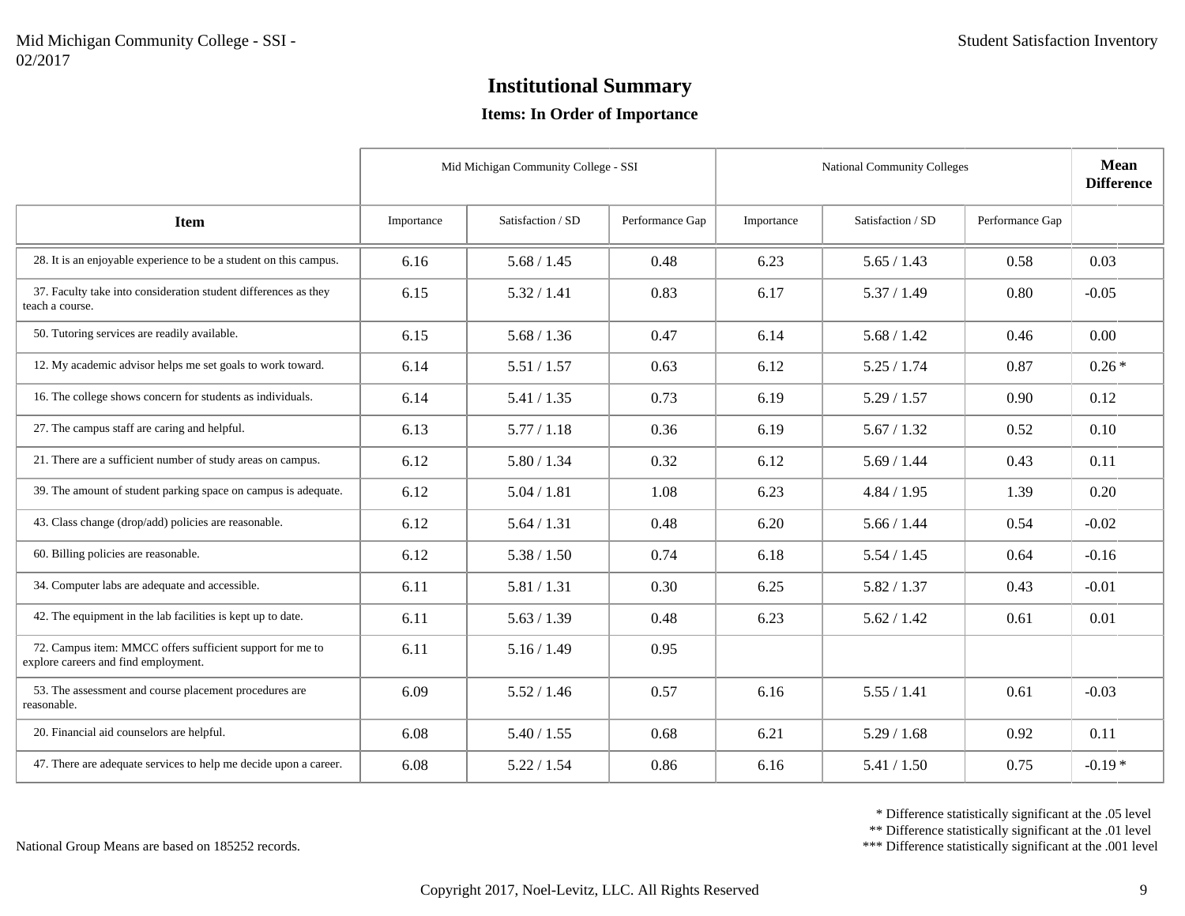# Institutional Summary

### Items: In Order of Importance

| Item | Mid Michigan Community College - SSI | | | National Community Colleges | | | Mean Difference |
|---|---|---|---|---|---|---|---|
| | Importance | Satisfaction / SD | Performance Gap | Importance | Satisfaction / SD | Performance Gap | |
| 28. It is an enjoyable experience to be a student on this campus. | 6.16 | 5.68 / 1.45 | 0.48 | 6.23 | 5.65 / 1.43 | 0.58 | 0.03 |
| 37. Faculty take into consideration student differences as they teach a course. | 6.15 | 5.32 / 1.41 | 0.83 | 6.17 | 5.37 / 1.49 | 0.80 | -0.05 |
| 50. Tutoring services are readily available. | 6.15 | 5.68 / 1.36 | 0.47 | 6.14 | 5.68 / 1.42 | 0.46 | 0.00 |
| 12. My academic advisor helps me set goals to work toward. | 6.14 | 5.51 / 1.57 | 0.63 | 6.12 | 5.25 / 1.74 | 0.87 | 0.26 * |
| 16. The college shows concern for students as individuals. | 6.14 | 5.41 / 1.35 | 0.73 | 6.19 | 5.29 / 1.57 | 0.90 | 0.12 |
| 27. The campus staff are caring and helpful. | 6.13 | 5.77 / 1.18 | 0.36 | 6.19 | 5.67 / 1.32 | 0.52 | 0.10 |
| 21. There are a sufficient number of study areas on campus. | 6.12 | 5.80 / 1.34 | 0.32 | 6.12 | 5.69 / 1.44 | 0.43 | 0.11 |
| 39. The amount of student parking space on campus is adequate. | 6.12 | 5.04 / 1.81 | 1.08 | 6.23 | 4.84 / 1.95 | 1.39 | 0.20 |
| 43. Class change (drop/add) policies are reasonable. | 6.12 | 5.64 / 1.31 | 0.48 | 6.20 | 5.66 / 1.44 | 0.54 | -0.02 |
| 60. Billing policies are reasonable. | 6.12 | 5.38 / 1.50 | 0.74 | 6.18 | 5.54 / 1.45 | 0.64 | -0.16 |
| 34. Computer labs are adequate and accessible. | 6.11 | 5.81 / 1.31 | 0.30 | 6.25 | 5.82 / 1.37 | 0.43 | -0.01 |
| 42. The equipment in the lab facilities is kept up to date. | 6.11 | 5.63 / 1.39 | 0.48 | 6.23 | 5.62 / 1.42 | 0.61 | 0.01 |
| 72. Campus item: MMCC offers sufficient support for me to explore careers and find employment. | 6.11 | 5.16 / 1.49 | 0.95 | | | | |
| 53. The assessment and course placement procedures are reasonable. | 6.09 | 5.52 / 1.46 | 0.57 | 6.16 | 5.55 / 1.41 | 0.61 | -0.03 |
| 20. Financial aid counselors are helpful. | 6.08 | 5.40 / 1.55 | 0.68 | 6.21 | 5.29 / 1.68 | 0.92 | 0.11 |
| 47. There are adequate services to help me decide upon a career. | 6.08 | 5.22 / 1.54 | 0.86 | 6.16 | 5.41 / 1.50 | 0.75 | -0.19 * |

National Group Means are based on 185252 records.

\* Difference statistically significant at the .05 level
\*\* Difference statistically significant at the .01 level
\*\*\* Difference statistically significant at the .001 level

Copyright 2017, Noel-Levitz, LLC. All Rights Reserved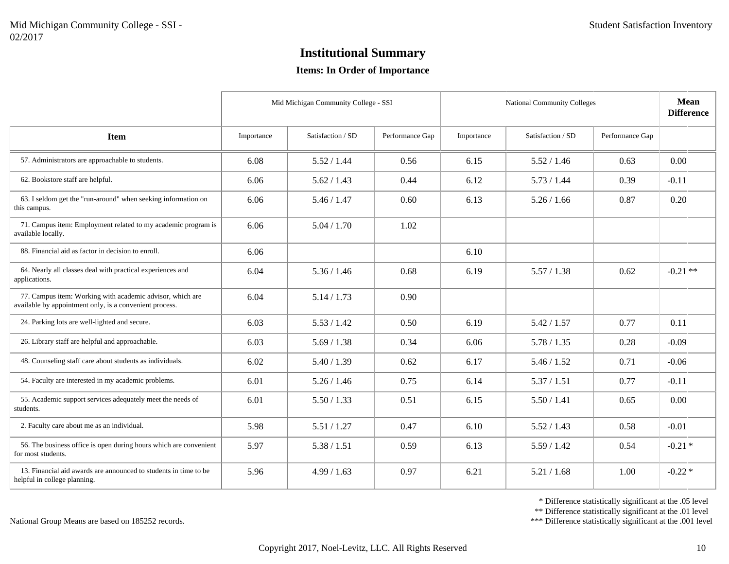# Institutional Summary

### Items: In Order of Importance

| Item | Mid Michigan Community College - SSI | | | National Community Colleges | | | Mean Difference |
|---|---|---|---|---|---|---|---|
| | Importance | Satisfaction / SD | Performance Gap | Importance | Satisfaction / SD | Performance Gap | |
| 57. Administrators are approachable to students. | 6.08 | 5.52 / 1.44 | 0.56 | 6.15 | 5.52 / 1.46 | 0.63 | 0.00 |
| 62. Bookstore staff are helpful. | 6.06 | 5.62 / 1.43 | 0.44 | 6.12 | 5.73 / 1.44 | 0.39 | -0.11 |
| 63. I seldom get the "run-around" when seeking information on this campus. | 6.06 | 5.46 / 1.47 | 0.60 | 6.13 | 5.26 / 1.66 | 0.87 | 0.20 |
| 71. Campus item: Employment related to my academic program is available locally. | 6.06 | 5.04 / 1.70 | 1.02 | | | | |
| 88. Financial aid as factor in decision to enroll. | 6.06 | | | 6.10 | | | |
| 64. Nearly all classes deal with practical experiences and applications. | 6.04 | 5.36 / 1.46 | 0.68 | 6.19 | 5.57 / 1.38 | 0.62 | -0.21 ** |
| 77. Campus item: Working with academic advisor, which are available by appointment only, is a convenient process. | 6.04 | 5.14 / 1.73 | 0.90 | | | | |
| 24. Parking lots are well-lighted and secure. | 6.03 | 5.53 / 1.42 | 0.50 | 6.19 | 5.42 / 1.57 | 0.77 | 0.11 |
| 26. Library staff are helpful and approachable. | 6.03 | 5.69 / 1.38 | 0.34 | 6.06 | 5.78 / 1.35 | 0.28 | -0.09 |
| 48. Counseling staff care about students as individuals. | 6.02 | 5.40 / 1.39 | 0.62 | 6.17 | 5.46 / 1.52 | 0.71 | -0.06 |
| 54. Faculty are interested in my academic problems. | 6.01 | 5.26 / 1.46 | 0.75 | 6.14 | 5.37 / 1.51 | 0.77 | -0.11 |
| 55. Academic support services adequately meet the needs of students. | 6.01 | 5.50 / 1.33 | 0.51 | 6.15 | 5.50 / 1.41 | 0.65 | 0.00 |
| 2. Faculty care about me as an individual. | 5.98 | 5.51 / 1.27 | 0.47 | 6.10 | 5.52 / 1.43 | 0.58 | -0.01 |
| 56. The business office is open during hours which are convenient for most students. | 5.97 | 5.38 / 1.51 | 0.59 | 6.13 | 5.59 / 1.42 | 0.54 | -0.21 * |
| 13. Financial aid awards are announced to students in time to be helpful in college planning. | 5.96 | 4.99 / 1.63 | 0.97 | 6.21 | 5.21 / 1.68 | 1.00 | -0.22 * |

\* Difference statistically significant at the .05 level
\** Difference statistically significant at the .01 level
\*** Difference statistically significant at the .001 level

National Group Means are based on 185252 records.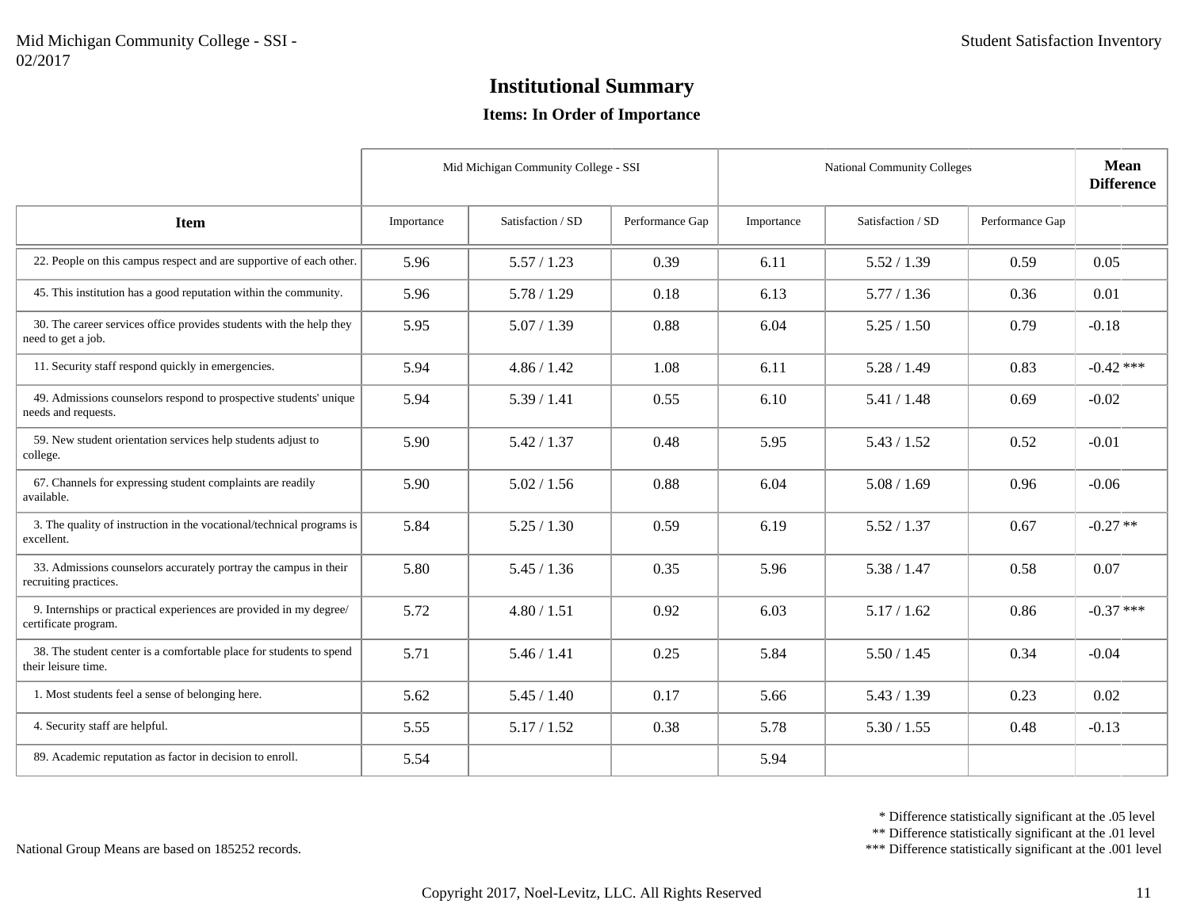# Institutional Summary

### Items: In Order of Importance

| | Mid Michigan Community College - SSI | | | National Community Colleges | | | Mean Difference |
|---|---|---|---|---|---|---|---|
| Item | Importance | Satisfaction / SD | Performance Gap | Importance | Satisfaction / SD | Performance Gap | |
| 22. People on this campus respect and are supportive of each other. | 5.96 | 5.57 / 1.23 | 0.39 | 6.11 | 5.52 / 1.39 | 0.59 | 0.05 |
| 45. This institution has a good reputation within the community. | 5.96 | 5.78 / 1.29 | 0.18 | 6.13 | 5.77 / 1.36 | 0.36 | 0.01 |
| 30. The career services office provides students with the help they need to get a job. | 5.95 | 5.07 / 1.39 | 0.88 | 6.04 | 5.25 / 1.50 | 0.79 | -0.18 |
| 11. Security staff respond quickly in emergencies. | 5.94 | 4.86 / 1.42 | 1.08 | 6.11 | 5.28 / 1.49 | 0.83 | -0.42 *** |
| 49. Admissions counselors respond to prospective students' unique needs and requests. | 5.94 | 5.39 / 1.41 | 0.55 | 6.10 | 5.41 / 1.48 | 0.69 | -0.02 |
| 59. New student orientation services help students adjust to college. | 5.90 | 5.42 / 1.37 | 0.48 | 5.95 | 5.43 / 1.52 | 0.52 | -0.01 |
| 67. Channels for expressing student complaints are readily available. | 5.90 | 5.02 / 1.56 | 0.88 | 6.04 | 5.08 / 1.69 | 0.96 | -0.06 |
| 3. The quality of instruction in the vocational/technical programs is excellent. | 5.84 | 5.25 / 1.30 | 0.59 | 6.19 | 5.52 / 1.37 | 0.67 | -0.27 ** |
| 33. Admissions counselors accurately portray the campus in their recruiting practices. | 5.80 | 5.45 / 1.36 | 0.35 | 5.96 | 5.38 / 1.47 | 0.58 | 0.07 |
| 9. Internships or practical experiences are provided in my degree/ certificate program. | 5.72 | 4.80 / 1.51 | 0.92 | 6.03 | 5.17 / 1.62 | 0.86 | -0.37 *** |
| 38. The student center is a comfortable place for students to spend their leisure time. | 5.71 | 5.46 / 1.41 | 0.25 | 5.84 | 5.50 / 1.45 | 0.34 | -0.04 |
| 1. Most students feel a sense of belonging here. | 5.62 | 5.45 / 1.40 | 0.17 | 5.66 | 5.43 / 1.39 | 0.23 | 0.02 |
| 4. Security staff are helpful. | 5.55 | 5.17 / 1.52 | 0.38 | 5.78 | 5.30 / 1.55 | 0.48 | -0.13 |
| 89. Academic reputation as factor in decision to enroll. | 5.54 | | | 5.94 | | | |

\* Difference statistically significant at the .05 level
\** Difference statistically significant at the .01 level
\*** Difference statistically significant at the .001 level

National Group Means are based on 185252 records.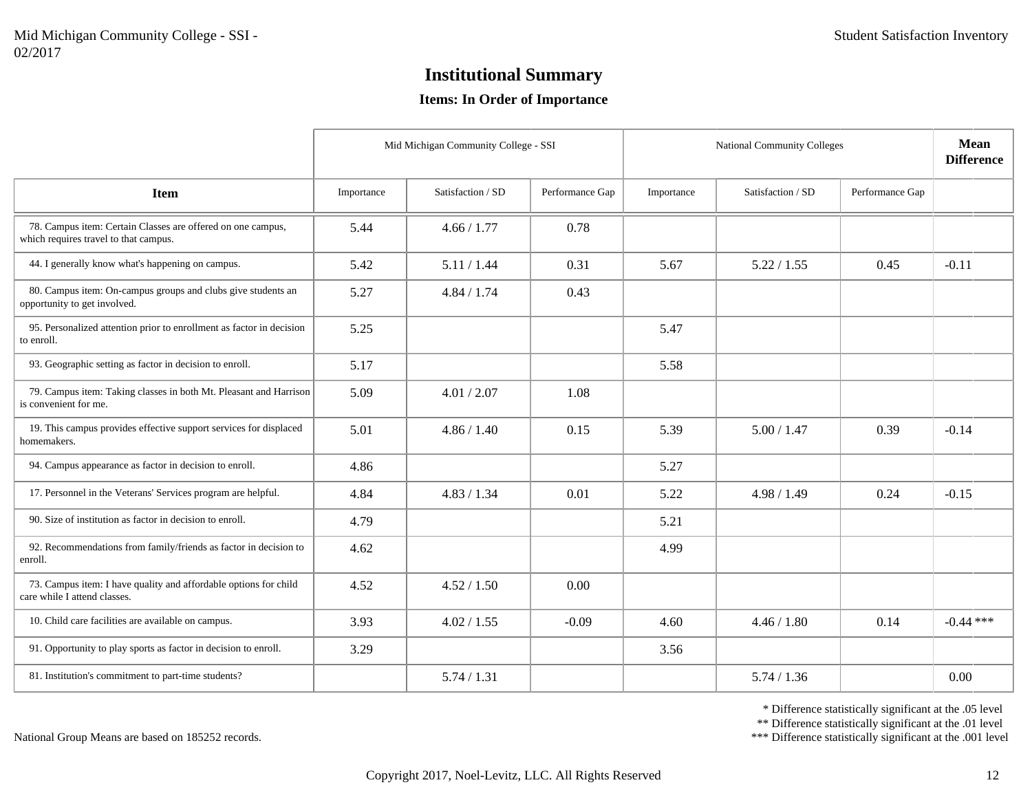# Institutional Summary

### Items: In Order of Importance

| | Mid Michigan Community College - SSI | | | National Community Colleges | | | Mean Difference |
|---|---|---|---|---|---|---|---|
| **Item** | Importance | Satisfaction / SD | Performance Gap | Importance | Satisfaction / SD | Performance Gap | |
| 78. Campus item: Certain Classes are offered on one campus, which requires travel to that campus. | 5.44 | 4.66 / 1.77 | 0.78 | | | | |
| 44. I generally know what's happening on campus. | 5.42 | 5.11 / 1.44 | 0.31 | 5.67 | 5.22 / 1.55 | 0.45 | -0.11 |
| 80. Campus item: On-campus groups and clubs give students an opportunity to get involved. | 5.27 | 4.84 / 1.74 | 0.43 | | | | |
| 95. Personalized attention prior to enrollment as factor in decision to enroll. | 5.25 | | | 5.47 | | | |
| 93. Geographic setting as factor in decision to enroll. | 5.17 | | | 5.58 | | | |
| 79. Campus item: Taking classes in both Mt. Pleasant and Harrison is convenient for me. | 5.09 | 4.01 / 2.07 | 1.08 | | | | |
| 19. This campus provides effective support services for displaced homemakers. | 5.01 | 4.86 / 1.40 | 0.15 | 5.39 | 5.00 / 1.47 | 0.39 | -0.14 |
| 94. Campus appearance as factor in decision to enroll. | 4.86 | | | 5.27 | | | |
| 17. Personnel in the Veterans' Services program are helpful. | 4.84 | 4.83 / 1.34 | 0.01 | 5.22 | 4.98 / 1.49 | 0.24 | -0.15 |
| 90. Size of institution as factor in decision to enroll. | 4.79 | | | 5.21 | | | |
| 92. Recommendations from family/friends as factor in decision to enroll. | 4.62 | | | 4.99 | | | |
| 73. Campus item: I have quality and affordable options for child care while I attend classes. | 4.52 | 4.52 / 1.50 | 0.00 | | | | |
| 10. Child care facilities are available on campus. | 3.93 | 4.02 / 1.55 | -0.09 | 4.60 | 4.46 / 1.80 | 0.14 | -0.44 *** |
| 91. Opportunity to play sports as factor in decision to enroll. | 3.29 | | | 3.56 | | | |
| 81. Institution's commitment to part-time students? | | 5.74 / 1.31 | | | 5.74 / 1.36 | | 0.00 |

National Group Means are based on 185252 records.

\* Difference statistically significant at the .05 level
** Difference statistically significant at the .01 level
*** Difference statistically significant at the .001 level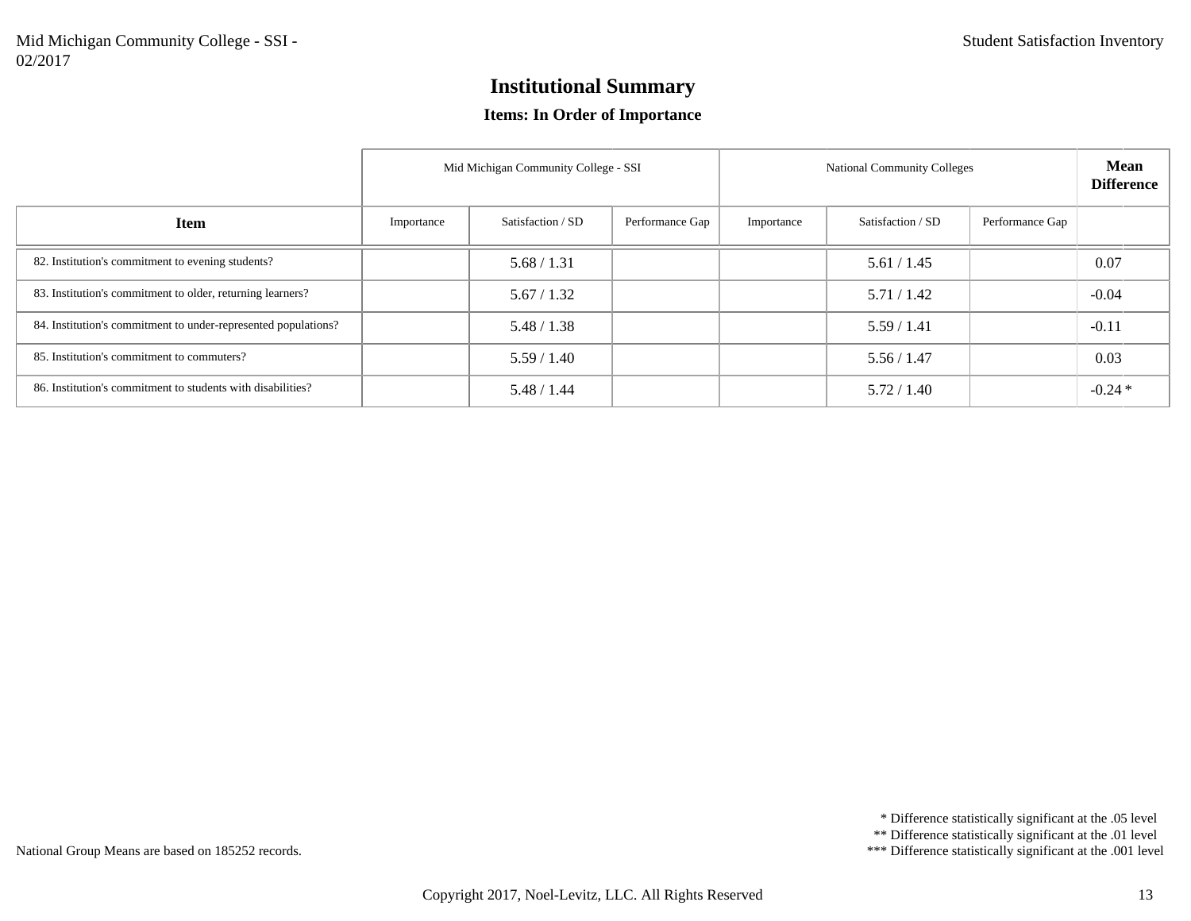## Institutional Summary

### Items: In Order of Importance

| | Mid Michigan Community College - SSI | | | National Community Colleges | | | Mean Difference |
|---|---|---|---|---|---|---|---|
| **Item** | Importance | Satisfaction / SD | Performance Gap | Importance | Satisfaction / SD | Performance Gap | |
| 82. Institution's commitment to evening students? | | 5.68 / 1.31 | | | 5.61 / 1.45 | | 0.07 |
| 83. Institution's commitment to older, returning learners? | | 5.67 / 1.32 | | | 5.71 / 1.42 | | -0.04 |
| 84. Institution's commitment to under-represented populations? | | 5.48 / 1.38 | | | 5.59 / 1.41 | | -0.11 |
| 85. Institution's commitment to commuters? | | 5.59 / 1.40 | | | 5.56 / 1.47 | | 0.03 |
| 86. Institution's commitment to students with disabilities? | | 5.48 / 1.44 | | | 5.72 / 1.40 | | -0.24 * |

National Group Means are based on 185252 records.

\* Difference statistically significant at the .05 level
\*\* Difference statistically significant at the .01 level
\*\*\* Difference statistically significant at the .001 level

Copyright 2017, Noel-Levitz, LLC. All Rights Reserved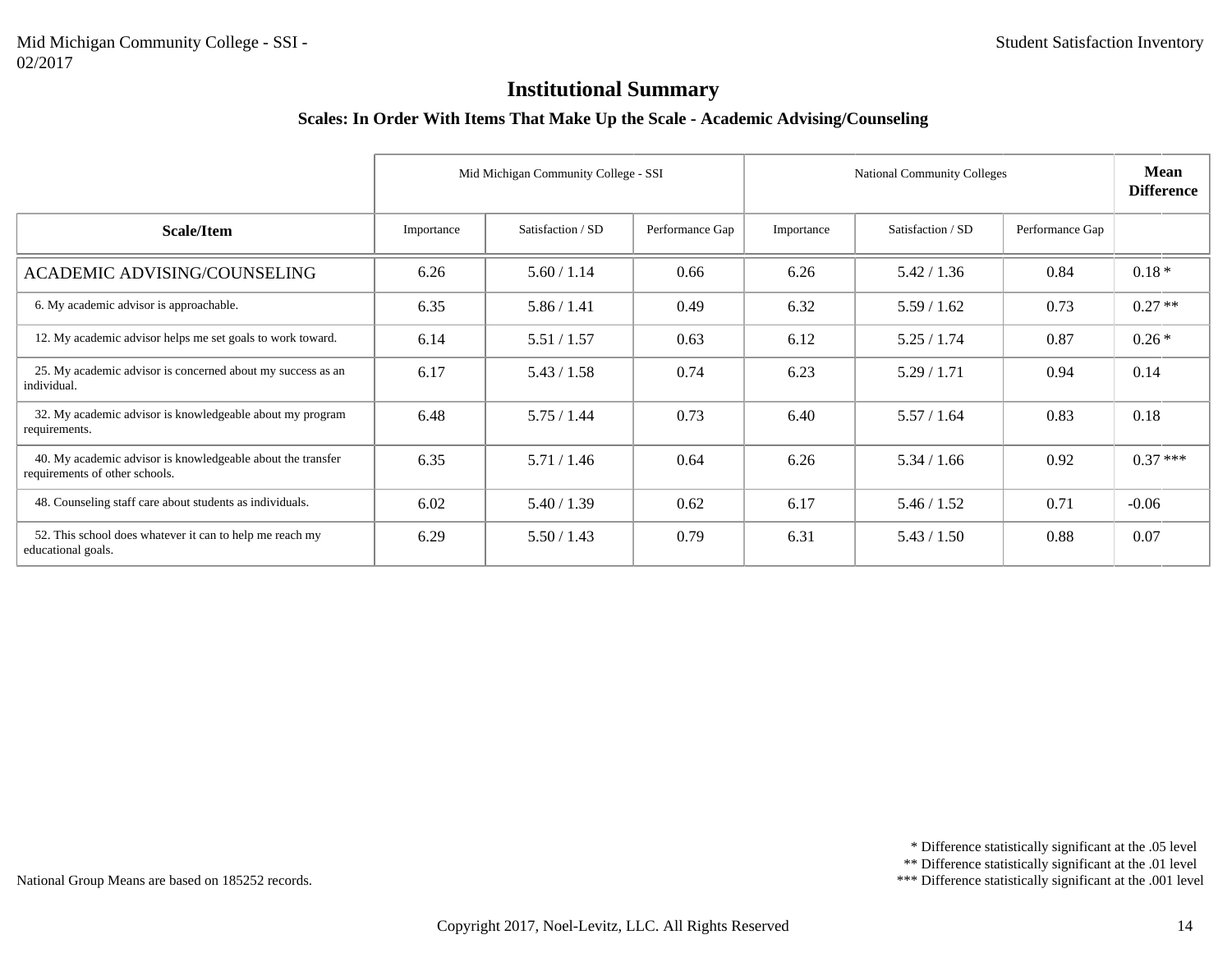# Institutional Summary

### Scales: In Order With Items That Make Up the Scale - Academic Advising/Counseling

| | Mid Michigan Community College - SSI | | | National Community Colleges | | | Mean Difference |
|---|---|---|---|---|---|---|---|
| Scale/Item | Importance | Satisfaction / SD | Performance Gap | Importance | Satisfaction / SD | Performance Gap | |
| ACADEMIC ADVISING/COUNSELING | 6.26 | 5.60 / 1.14 | 0.66 | 6.26 | 5.42 / 1.36 | 0.84 | 0.18 * |
| 6. My academic advisor is approachable. | 6.35 | 5.86 / 1.41 | 0.49 | 6.32 | 5.59 / 1.62 | 0.73 | 0.27 ** |
| 12. My academic advisor helps me set goals to work toward. | 6.14 | 5.51 / 1.57 | 0.63 | 6.12 | 5.25 / 1.74 | 0.87 | 0.26 * |
| 25. My academic advisor is concerned about my success as an individual. | 6.17 | 5.43 / 1.58 | 0.74 | 6.23 | 5.29 / 1.71 | 0.94 | 0.14 |
| 32. My academic advisor is knowledgeable about my program requirements. | 6.48 | 5.75 / 1.44 | 0.73 | 6.40 | 5.57 / 1.64 | 0.83 | 0.18 |
| 40. My academic advisor is knowledgeable about the transfer requirements of other schools. | 6.35 | 5.71 / 1.46 | 0.64 | 6.26 | 5.34 / 1.66 | 0.92 | 0.37 *** |
| 48. Counseling staff care about students as individuals. | 6.02 | 5.40 / 1.39 | 0.62 | 6.17 | 5.46 / 1.52 | 0.71 | -0.06 |
| 52. This school does whatever it can to help me reach my educational goals. | 6.29 | 5.50 / 1.43 | 0.79 | 6.31 | 5.43 / 1.50 | 0.88 | 0.07 |

National Group Means are based on 185252 records.

\* Difference statistically significant at the .05 level
\** Difference statistically significant at the .01 level
\*** Difference statistically significant at the .001 level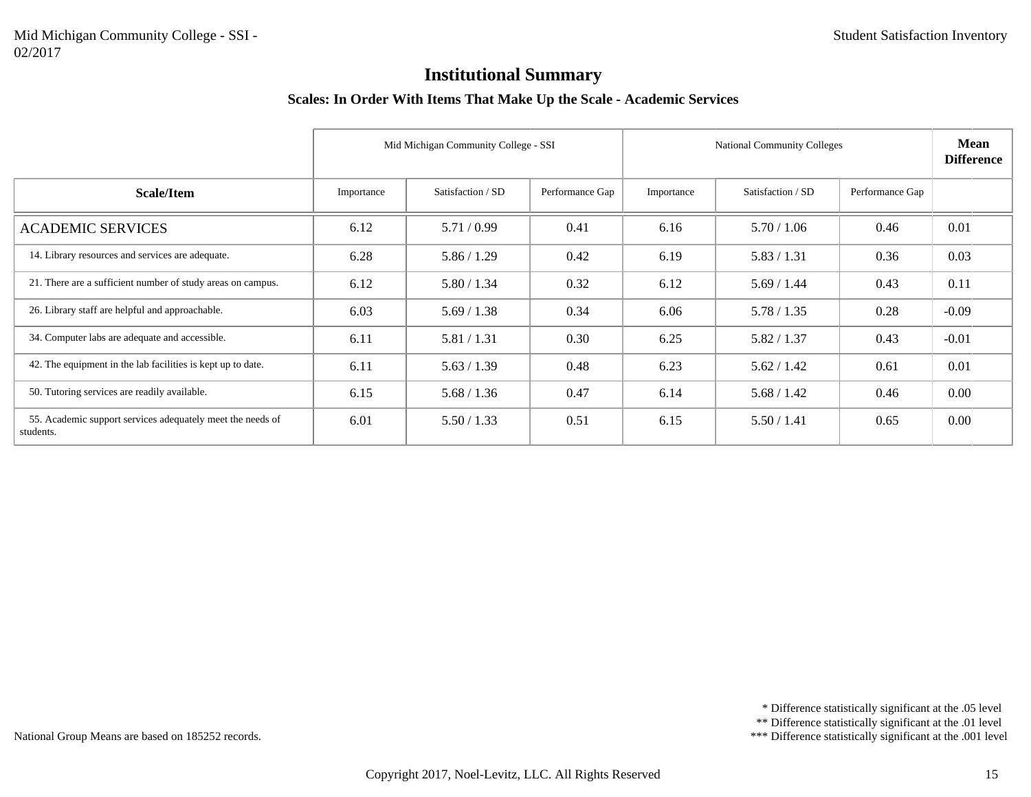# Institutional Summary

## Scales: In Order With Items That Make Up the Scale - Academic Services

| | Mid Michigan Community College - SSI | | | National Community Colleges | | | Mean Difference |
|---|---|---|---|---|---|---|---|
| **Scale/Item** | Importance | Satisfaction / SD | Performance Gap | Importance | Satisfaction / SD | Performance Gap | |
| ACADEMIC SERVICES | 6.12 | 5.71 / 0.99 | 0.41 | 6.16 | 5.70 / 1.06 | 0.46 | 0.01 |
| 14. Library resources and services are adequate. | 6.28 | 5.86 / 1.29 | 0.42 | 6.19 | 5.83 / 1.31 | 0.36 | 0.03 |
| 21. There are a sufficient number of study areas on campus. | 6.12 | 5.80 / 1.34 | 0.32 | 6.12 | 5.69 / 1.44 | 0.43 | 0.11 |
| 26. Library staff are helpful and approachable. | 6.03 | 5.69 / 1.38 | 0.34 | 6.06 | 5.78 / 1.35 | 0.28 | -0.09 |
| 34. Computer labs are adequate and accessible. | 6.11 | 5.81 / 1.31 | 0.30 | 6.25 | 5.82 / 1.37 | 0.43 | -0.01 |
| 42. The equipment in the lab facilities is kept up to date. | 6.11 | 5.63 / 1.39 | 0.48 | 6.23 | 5.62 / 1.42 | 0.61 | 0.01 |
| 50. Tutoring services are readily available. | 6.15 | 5.68 / 1.36 | 0.47 | 6.14 | 5.68 / 1.42 | 0.46 | 0.00 |
| 55. Academic support services adequately meet the needs of students. | 6.01 | 5.50 / 1.33 | 0.51 | 6.15 | 5.50 / 1.41 | 0.65 | 0.00 |

National Group Means are based on 185252 records.

\* Difference statistically significant at the .05 level
\*\* Difference statistically significant at the .01 level
\*\*\* Difference statistically significant at the .001 level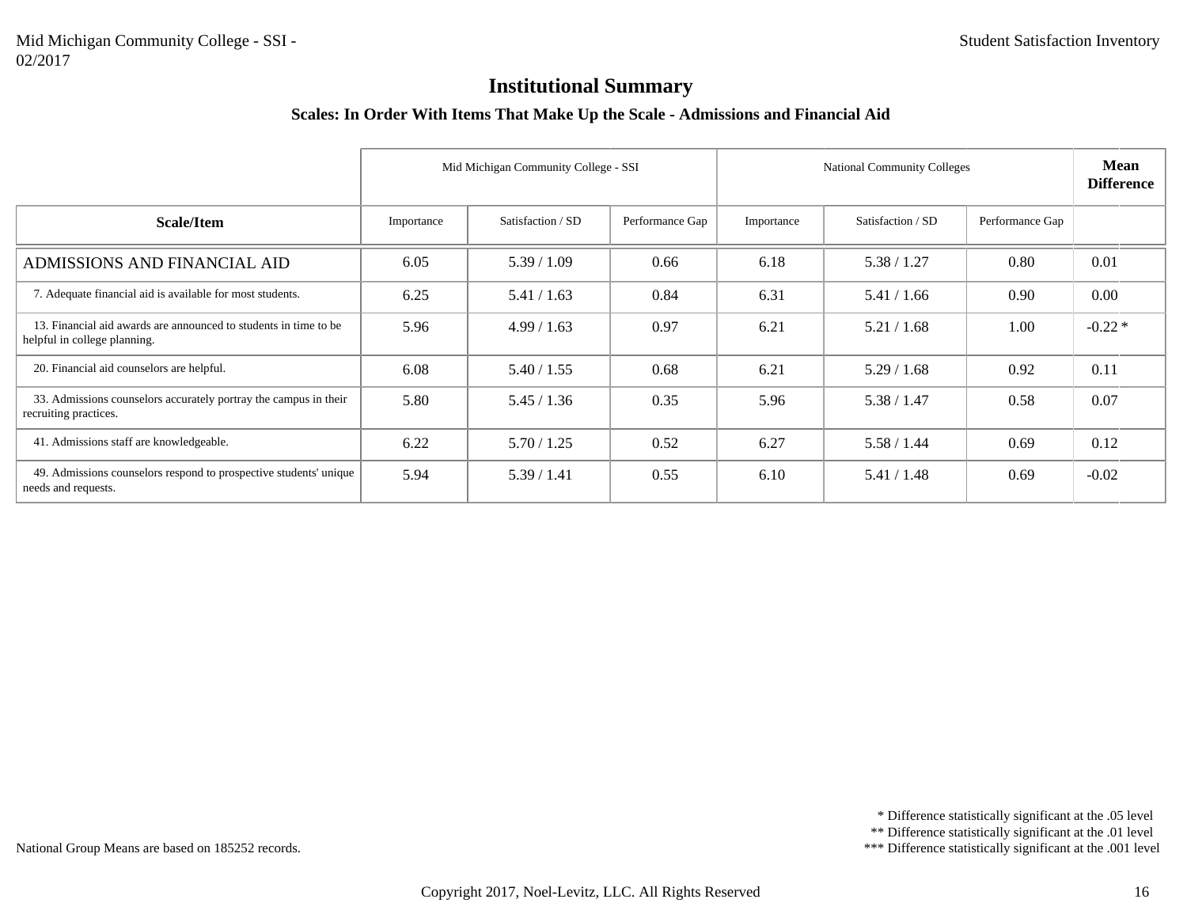# Institutional Summary

### Scales: In Order With Items That Make Up the Scale - Admissions and Financial Aid

| | Mid Michigan Community College - SSI | | | National Community Colleges | | | Mean Difference |
|---|---|---|---|---|---|---|---|
| **Scale/Item** | Importance | Satisfaction / SD | Performance Gap | Importance | Satisfaction / SD | Performance Gap | |
| ADMISSIONS AND FINANCIAL AID | 6.05 | 5.39 / 1.09 | 0.66 | 6.18 | 5.38 / 1.27 | 0.80 | 0.01 |
| 7. Adequate financial aid is available for most students. | 6.25 | 5.41 / 1.63 | 0.84 | 6.31 | 5.41 / 1.66 | 0.90 | 0.00 |
| 13. Financial aid awards are announced to students in time to be helpful in college planning. | 5.96 | 4.99 / 1.63 | 0.97 | 6.21 | 5.21 / 1.68 | 1.00 | -0.22 * |
| 20. Financial aid counselors are helpful. | 6.08 | 5.40 / 1.55 | 0.68 | 6.21 | 5.29 / 1.68 | 0.92 | 0.11 |
| 33. Admissions counselors accurately portray the campus in their recruiting practices. | 5.80 | 5.45 / 1.36 | 0.35 | 5.96 | 5.38 / 1.47 | 0.58 | 0.07 |
| 41. Admissions staff are knowledgeable. | 6.22 | 5.70 / 1.25 | 0.52 | 6.27 | 5.58 / 1.44 | 0.69 | 0.12 |
| 49. Admissions counselors respond to prospective students' unique needs and requests. | 5.94 | 5.39 / 1.41 | 0.55 | 6.10 | 5.41 / 1.48 | 0.69 | -0.02 |

National Group Means are based on 185252 records.

\* Difference statistically significant at the .05 level
\** Difference statistically significant at the .01 level
\*** Difference statistically significant at the .001 level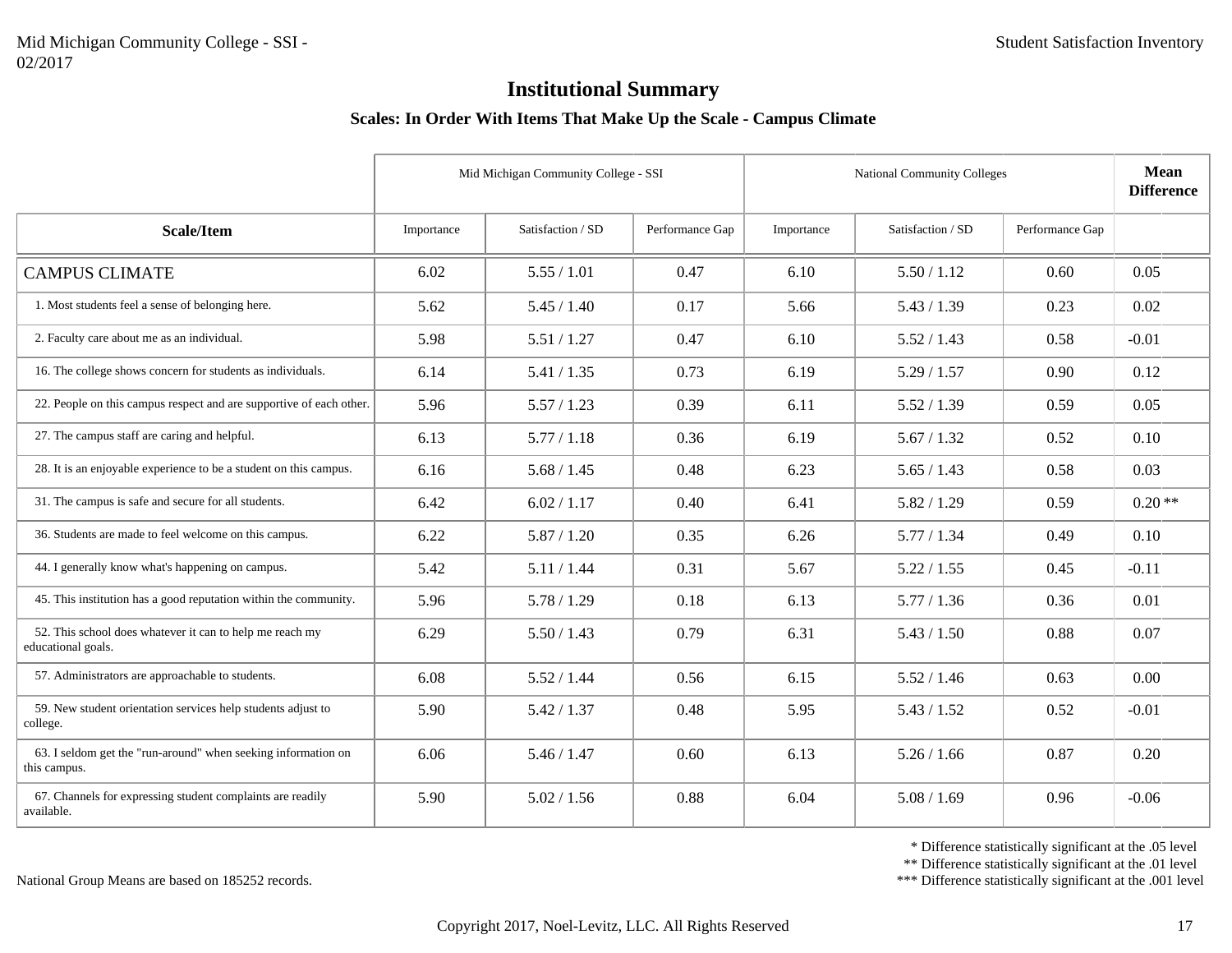# Institutional Summary

### Scales: In Order With Items That Make Up the Scale - Campus Climate

| | Mid Michigan Community College - SSI | | | National Community Colleges | | | Mean Difference |
|---|---|---|---|---|---|---|---|
| **Scale/Item** | Importance | Satisfaction / SD | Performance Gap | Importance | Satisfaction / SD | Performance Gap | |
| CAMPUS CLIMATE | 6.02 | 5.55 / 1.01 | 0.47 | 6.10 | 5.50 / 1.12 | 0.60 | 0.05 |
| 1. Most students feel a sense of belonging here. | 5.62 | 5.45 / 1.40 | 0.17 | 5.66 | 5.43 / 1.39 | 0.23 | 0.02 |
| 2. Faculty care about me as an individual. | 5.98 | 5.51 / 1.27 | 0.47 | 6.10 | 5.52 / 1.43 | 0.58 | -0.01 |
| 16. The college shows concern for students as individuals. | 6.14 | 5.41 / 1.35 | 0.73 | 6.19 | 5.29 / 1.57 | 0.90 | 0.12 |
| 22. People on this campus respect and are supportive of each other. | 5.96 | 5.57 / 1.23 | 0.39 | 6.11 | 5.52 / 1.39 | 0.59 | 0.05 |
| 27. The campus staff are caring and helpful. | 6.13 | 5.77 / 1.18 | 0.36 | 6.19 | 5.67 / 1.32 | 0.52 | 0.10 |
| 28. It is an enjoyable experience to be a student on this campus. | 6.16 | 5.68 / 1.45 | 0.48 | 6.23 | 5.65 / 1.43 | 0.58 | 0.03 |
| 31. The campus is safe and secure for all students. | 6.42 | 6.02 / 1.17 | 0.40 | 6.41 | 5.82 / 1.29 | 0.59 | 0.20 ** |
| 36. Students are made to feel welcome on this campus. | 6.22 | 5.87 / 1.20 | 0.35 | 6.26 | 5.77 / 1.34 | 0.49 | 0.10 |
| 44. I generally know what's happening on campus. | 5.42 | 5.11 / 1.44 | 0.31 | 5.67 | 5.22 / 1.55 | 0.45 | -0.11 |
| 45. This institution has a good reputation within the community. | 5.96 | 5.78 / 1.29 | 0.18 | 6.13 | 5.77 / 1.36 | 0.36 | 0.01 |
| 52. This school does whatever it can to help me reach my educational goals. | 6.29 | 5.50 / 1.43 | 0.79 | 6.31 | 5.43 / 1.50 | 0.88 | 0.07 |
| 57. Administrators are approachable to students. | 6.08 | 5.52 / 1.44 | 0.56 | 6.15 | 5.52 / 1.46 | 0.63 | 0.00 |
| 59. New student orientation services help students adjust to college. | 5.90 | 5.42 / 1.37 | 0.48 | 5.95 | 5.43 / 1.52 | 0.52 | -0.01 |
| 63. I seldom get the "run-around" when seeking information on this campus. | 6.06 | 5.46 / 1.47 | 0.60 | 6.13 | 5.26 / 1.66 | 0.87 | 0.20 |
| 67. Channels for expressing student complaints are readily available. | 5.90 | 5.02 / 1.56 | 0.88 | 6.04 | 5.08 / 1.69 | 0.96 | -0.06 |

National Group Means are based on 185252 records.

\* Difference statistically significant at the .05 level
\** Difference statistically significant at the .01 level
\*** Difference statistically significant at the .001 level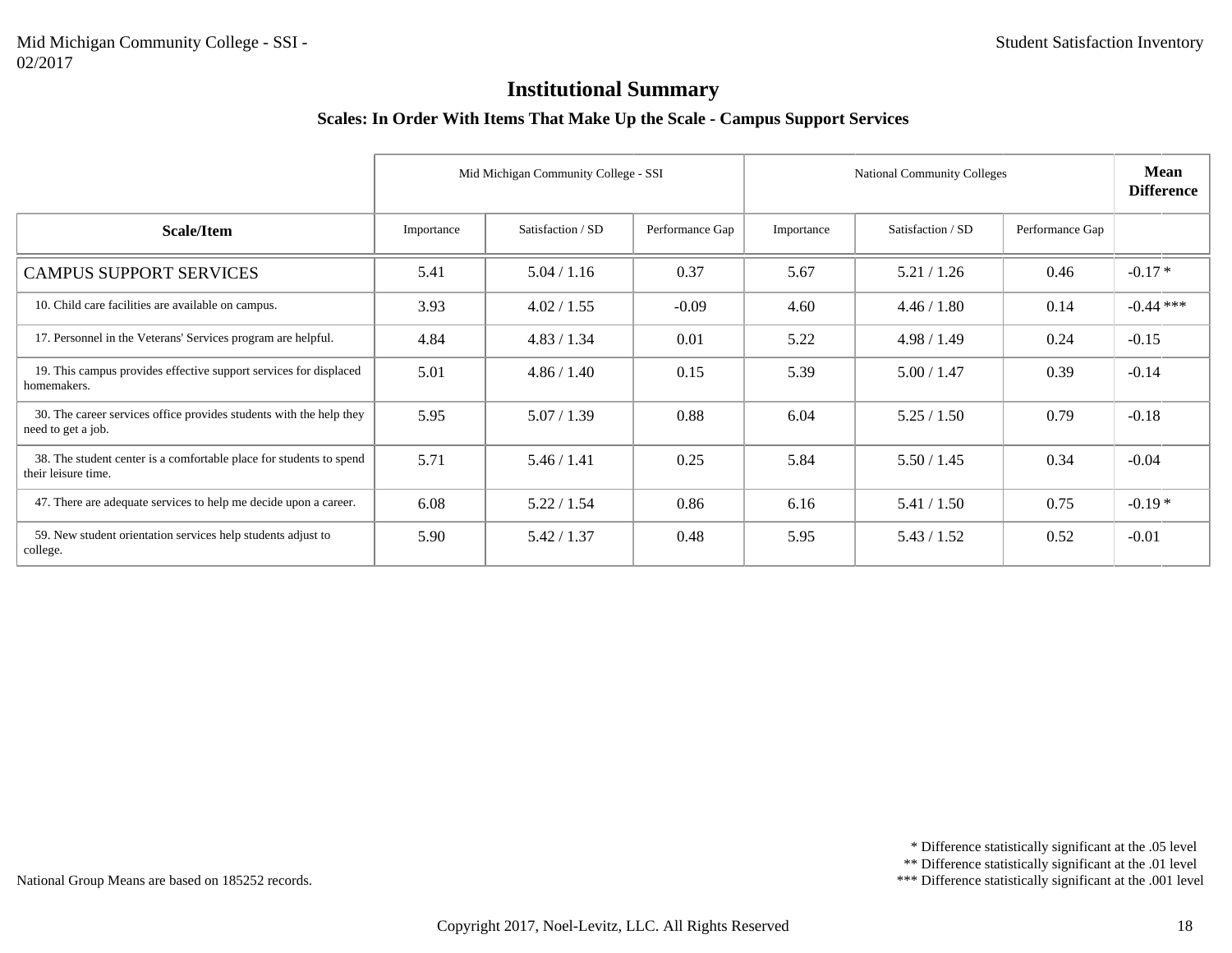# Institutional Summary

## Scales: In Order With Items That Make Up the Scale - Campus Support Services

| | Mid Michigan Community College - SSI | | | National Community Colleges | | | **Mean Difference** |
|---|---|---|---|---|---|---|---|
| **Scale/Item** | Importance | Satisfaction / SD | Performance Gap | Importance | Satisfaction / SD | Performance Gap | |
| CAMPUS SUPPORT SERVICES | 5.41 | 5.04 / 1.16 | 0.37 | 5.67 | 5.21 / 1.26 | 0.46 | -0.17 * |
| 10. Child care facilities are available on campus. | 3.93 | 4.02 / 1.55 | -0.09 | 4.60 | 4.46 / 1.80 | 0.14 | -0.44 *** |
| 17. Personnel in the Veterans' Services program are helpful. | 4.84 | 4.83 / 1.34 | 0.01 | 5.22 | 4.98 / 1.49 | 0.24 | -0.15 |
| 19. This campus provides effective support services for displaced homemakers. | 5.01 | 4.86 / 1.40 | 0.15 | 5.39 | 5.00 / 1.47 | 0.39 | -0.14 |
| 30. The career services office provides students with the help they need to get a job. | 5.95 | 5.07 / 1.39 | 0.88 | 6.04 | 5.25 / 1.50 | 0.79 | -0.18 |
| 38. The student center is a comfortable place for students to spend their leisure time. | 5.71 | 5.46 / 1.41 | 0.25 | 5.84 | 5.50 / 1.45 | 0.34 | -0.04 |
| 47. There are adequate services to help me decide upon a career. | 6.08 | 5.22 / 1.54 | 0.86 | 6.16 | 5.41 / 1.50 | 0.75 | -0.19 * |
| 59. New student orientation services help students adjust to college. | 5.90 | 5.42 / 1.37 | 0.48 | 5.95 | 5.43 / 1.52 | 0.52 | -0.01 |

National Group Means are based on 185252 records.

\* Difference statistically significant at the .05 level
\*\* Difference statistically significant at the .01 level
\*\*\* Difference statistically significant at the .001 level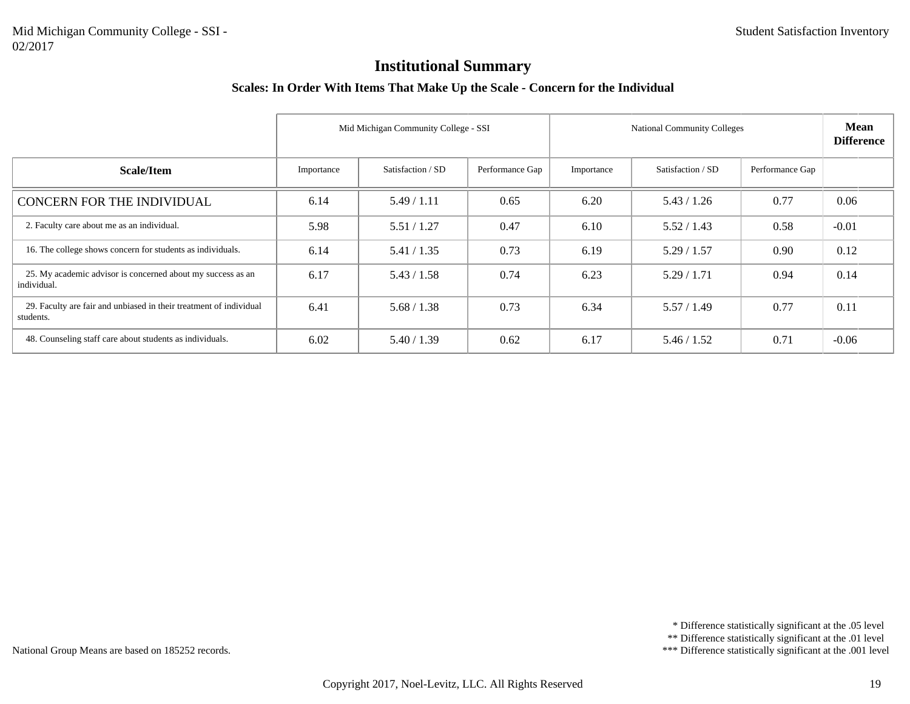# Institutional Summary

## Scales: In Order With Items That Make Up the Scale - Concern for the Individual

| | Mid Michigan Community College - SSI | | | National Community Colleges | | | **Mean Difference** |
|---|---|---|---|---|---|---|---|
| **Scale/Item** | Importance | Satisfaction / SD | Performance Gap | Importance | Satisfaction / SD | Performance Gap | |
| CONCERN FOR THE INDIVIDUAL | 6.14 | 5.49 / 1.11 | 0.65 | 6.20 | 5.43 / 1.26 | 0.77 | 0.06 |
| 2. Faculty care about me as an individual. | 5.98 | 5.51 / 1.27 | 0.47 | 6.10 | 5.52 / 1.43 | 0.58 | -0.01 |
| 16. The college shows concern for students as individuals. | 6.14 | 5.41 / 1.35 | 0.73 | 6.19 | 5.29 / 1.57 | 0.90 | 0.12 |
| 25. My academic advisor is concerned about my success as an individual. | 6.17 | 5.43 / 1.58 | 0.74 | 6.23 | 5.29 / 1.71 | 0.94 | 0.14 |
| 29. Faculty are fair and unbiased in their treatment of individual students. | 6.41 | 5.68 / 1.38 | 0.73 | 6.34 | 5.57 / 1.49 | 0.77 | 0.11 |
| 48. Counseling staff care about students as individuals. | 6.02 | 5.40 / 1.39 | 0.62 | 6.17 | 5.46 / 1.52 | 0.71 | -0.06 |

National Group Means are based on 185252 records.

\* Difference statistically significant at the .05 level
\*\* Difference statistically significant at the .01 level
\*\*\* Difference statistically significant at the .001 level

Copyright 2017, Noel-Levitz, LLC. All Rights Reserved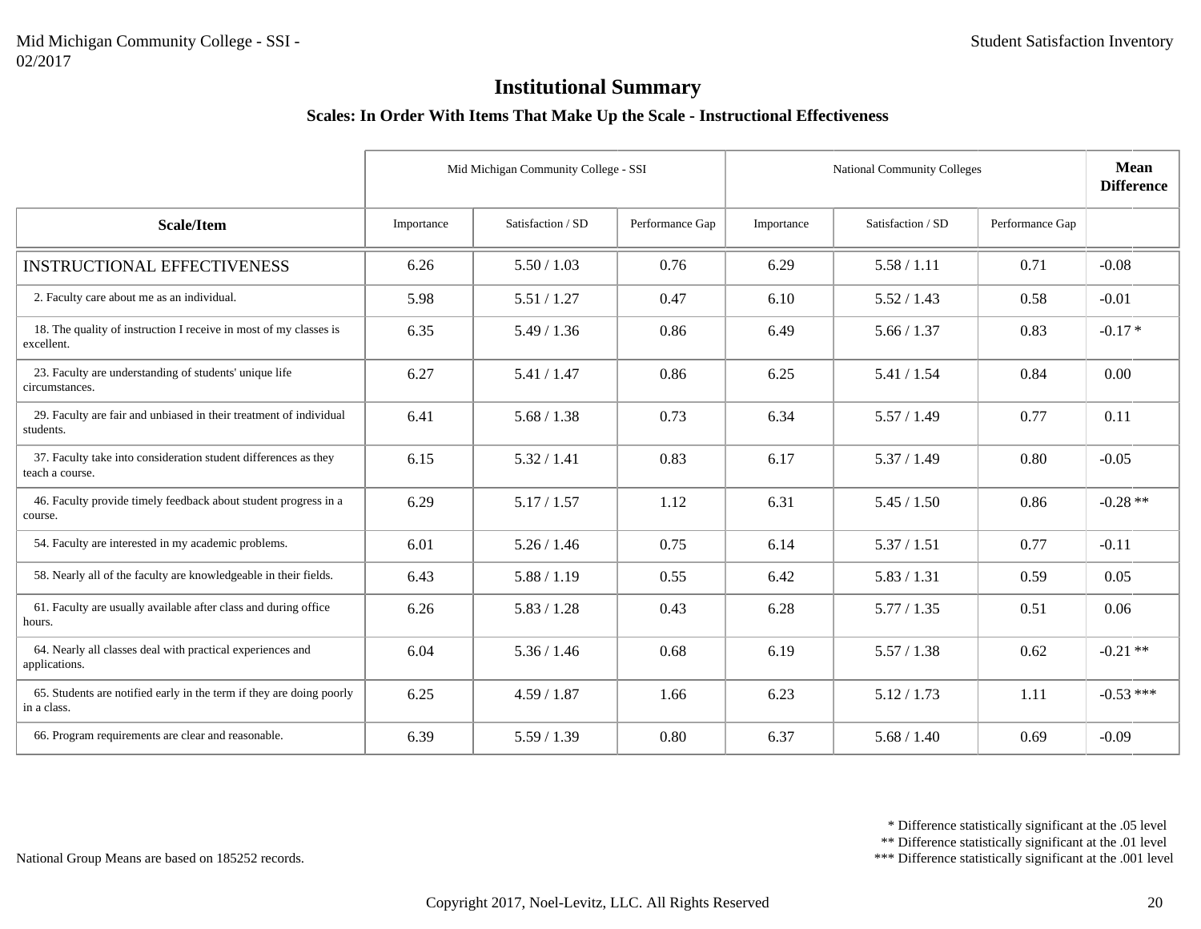# Institutional Summary

### Scales: In Order With Items That Make Up the Scale - Instructional Effectiveness

| | Mid Michigan Community College - SSI | | | National Community Colleges | | | Mean Difference |
|---|---|---|---|---|---|---|---|
| **Scale/Item** | Importance | Satisfaction / SD | Performance Gap | Importance | Satisfaction / SD | Performance Gap | |
| INSTRUCTIONAL EFFECTIVENESS | 6.26 | 5.50 / 1.03 | 0.76 | 6.29 | 5.58 / 1.11 | 0.71 | -0.08 |
| 2. Faculty care about me as an individual. | 5.98 | 5.51 / 1.27 | 0.47 | 6.10 | 5.52 / 1.43 | 0.58 | -0.01 |
| 18. The quality of instruction I receive in most of my classes is excellent. | 6.35 | 5.49 / 1.36 | 0.86 | 6.49 | 5.66 / 1.37 | 0.83 | -0.17 * |
| 23. Faculty are understanding of students' unique life circumstances. | 6.27 | 5.41 / 1.47 | 0.86 | 6.25 | 5.41 / 1.54 | 0.84 | 0.00 |
| 29. Faculty are fair and unbiased in their treatment of individual students. | 6.41 | 5.68 / 1.38 | 0.73 | 6.34 | 5.57 / 1.49 | 0.77 | 0.11 |
| 37. Faculty take into consideration student differences as they teach a course. | 6.15 | 5.32 / 1.41 | 0.83 | 6.17 | 5.37 / 1.49 | 0.80 | -0.05 |
| 46. Faculty provide timely feedback about student progress in a course. | 6.29 | 5.17 / 1.57 | 1.12 | 6.31 | 5.45 / 1.50 | 0.86 | -0.28 ** |
| 54. Faculty are interested in my academic problems. | 6.01 | 5.26 / 1.46 | 0.75 | 6.14 | 5.37 / 1.51 | 0.77 | -0.11 |
| 58. Nearly all of the faculty are knowledgeable in their fields. | 6.43 | 5.88 / 1.19 | 0.55 | 6.42 | 5.83 / 1.31 | 0.59 | 0.05 |
| 61. Faculty are usually available after class and during office hours. | 6.26 | 5.83 / 1.28 | 0.43 | 6.28 | 5.77 / 1.35 | 0.51 | 0.06 |
| 64. Nearly all classes deal with practical experiences and applications. | 6.04 | 5.36 / 1.46 | 0.68 | 6.19 | 5.57 / 1.38 | 0.62 | -0.21 ** |
| 65. Students are notified early in the term if they are doing poorly in a class. | 6.25 | 4.59 / 1.87 | 1.66 | 6.23 | 5.12 / 1.73 | 1.11 | -0.53 *** |
| 66. Program requirements are clear and reasonable. | 6.39 | 5.59 / 1.39 | 0.80 | 6.37 | 5.68 / 1.40 | 0.69 | -0.09 |

National Group Means are based on 185252 records.

\* Difference statistically significant at the .05 level
** Difference statistically significant at the .01 level
*** Difference statistically significant at the .001 level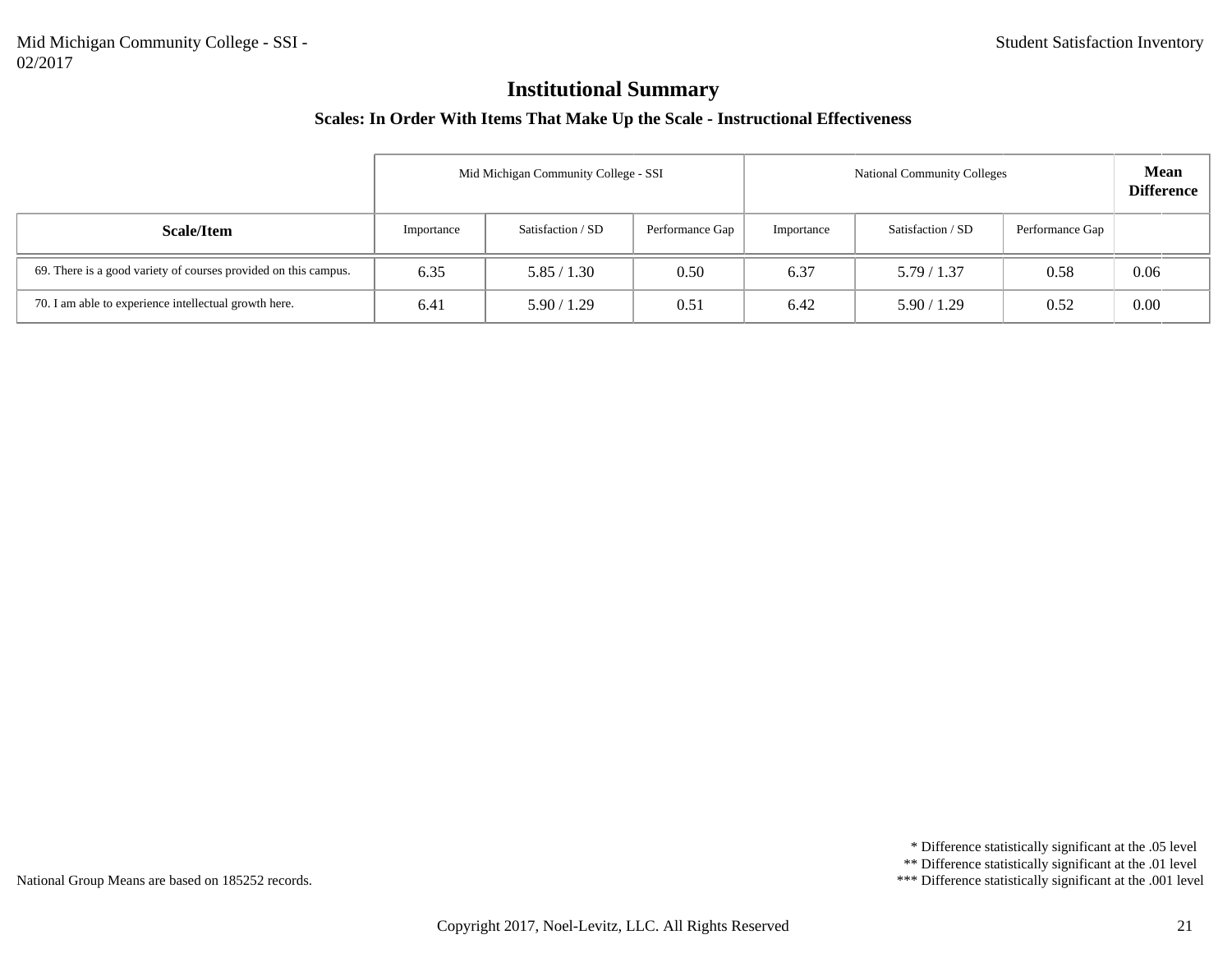# Institutional Summary

## Scales: In Order With Items That Make Up the Scale - Instructional Effectiveness

| | Mid Michigan Community College - SSI | | | National Community Colleges | | | Mean Difference |
|---|---|---|---|---|---|---|---|
| **Scale/Item** | Importance | Satisfaction / SD | Performance Gap | Importance | Satisfaction / SD | Performance Gap | |
| 69. There is a good variety of courses provided on this campus. | 6.35 | 5.85 / 1.30 | 0.50 | 6.37 | 5.79 / 1.37 | 0.58 | 0.06 |
| 70. I am able to experience intellectual growth here. | 6.41 | 5.90 / 1.29 | 0.51 | 6.42 | 5.90 / 1.29 | 0.52 | 0.00 |

National Group Means are based on 185252 records.

\* Difference statistically significant at the .05 level
\*\* Difference statistically significant at the .01 level
\*\*\* Difference statistically significant at the .001 level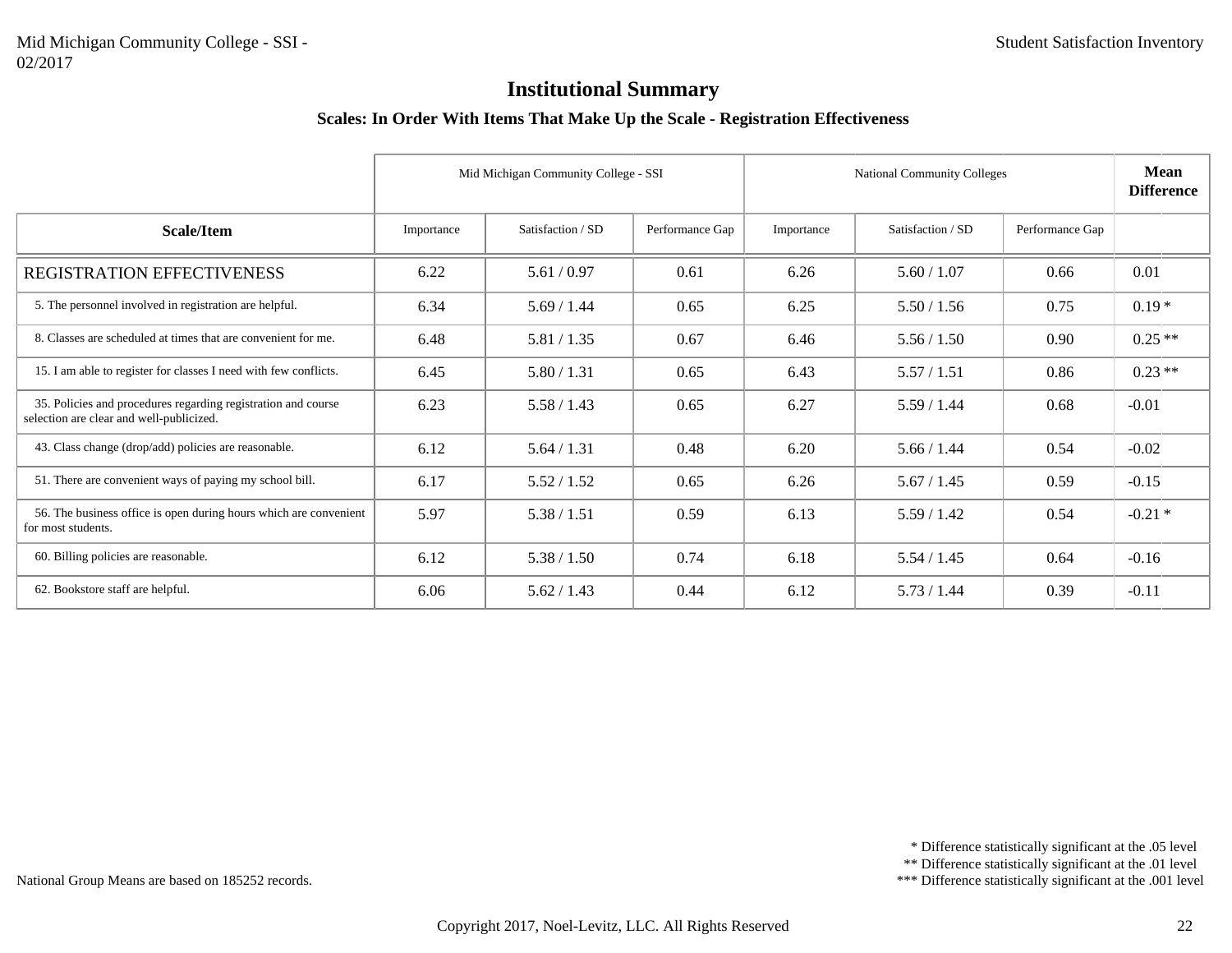# Institutional Summary

## Scales: In Order With Items That Make Up the Scale - Registration Effectiveness

| | Mid Michigan Community College - SSI | | | National Community Colleges | | | Mean Difference |
|---|---|---|---|---|---|---|---|
| **Scale/Item** | Importance | Satisfaction / SD | Performance Gap | Importance | Satisfaction / SD | Performance Gap | |
| REGISTRATION EFFECTIVENESS | 6.22 | 5.61 / 0.97 | 0.61 | 6.26 | 5.60 / 1.07 | 0.66 | 0.01 |
| 5. The personnel involved in registration are helpful. | 6.34 | 5.69 / 1.44 | 0.65 | 6.25 | 5.50 / 1.56 | 0.75 | 0.19 * |
| 8. Classes are scheduled at times that are convenient for me. | 6.48 | 5.81 / 1.35 | 0.67 | 6.46 | 5.56 / 1.50 | 0.90 | 0.25 ** |
| 15. I am able to register for classes I need with few conflicts. | 6.45 | 5.80 / 1.31 | 0.65 | 6.43 | 5.57 / 1.51 | 0.86 | 0.23 ** |
| 35. Policies and procedures regarding registration and course selection are clear and well-publicized. | 6.23 | 5.58 / 1.43 | 0.65 | 6.27 | 5.59 / 1.44 | 0.68 | -0.01 |
| 43. Class change (drop/add) policies are reasonable. | 6.12 | 5.64 / 1.31 | 0.48 | 6.20 | 5.66 / 1.44 | 0.54 | -0.02 |
| 51. There are convenient ways of paying my school bill. | 6.17 | 5.52 / 1.52 | 0.65 | 6.26 | 5.67 / 1.45 | 0.59 | -0.15 |
| 56. The business office is open during hours which are convenient for most students. | 5.97 | 5.38 / 1.51 | 0.59 | 6.13 | 5.59 / 1.42 | 0.54 | -0.21 * |
| 60. Billing policies are reasonable. | 6.12 | 5.38 / 1.50 | 0.74 | 6.18 | 5.54 / 1.45 | 0.64 | -0.16 |
| 62. Bookstore staff are helpful. | 6.06 | 5.62 / 1.43 | 0.44 | 6.12 | 5.73 / 1.44 | 0.39 | -0.11 |

National Group Means are based on 185252 records.

\* Difference statistically significant at the .05 level
\*\* Difference statistically significant at the .01 level
\*\*\* Difference statistically significant at the .001 level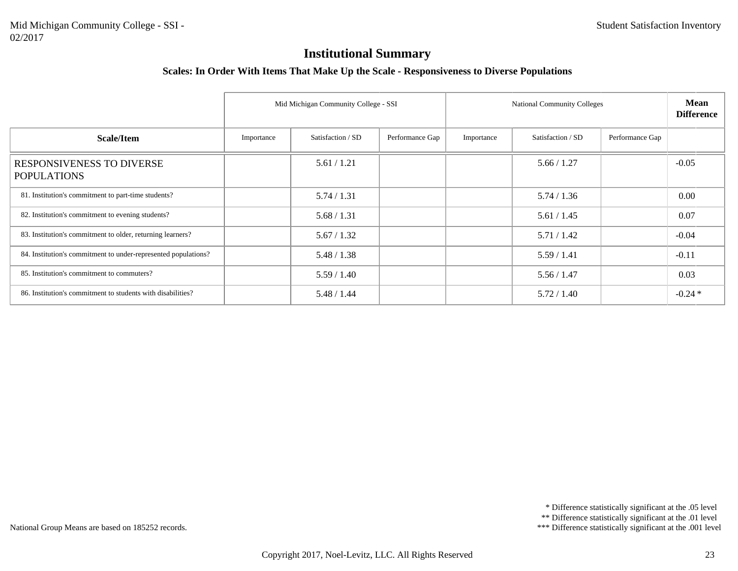# Institutional Summary

## Scales: In Order With Items That Make Up the Scale - Responsiveness to Diverse Populations

| | Mid Michigan Community College - SSI | | | National Community Colleges | | | Mean Difference |
|---|---|---|---|---|---|---|---|
| Scale/Item | Importance | Satisfaction / SD | Performance Gap | Importance | Satisfaction / SD | Performance Gap | |
| RESPONSIVENESS TO DIVERSE POPULATIONS | | 5.61 / 1.21 | | | 5.66 / 1.27 | | -0.05 |
| 81. Institution's commitment to part-time students? | | 5.74 / 1.31 | | | 5.74 / 1.36 | | 0.00 |
| 82. Institution's commitment to evening students? | | 5.68 / 1.31 | | | 5.61 / 1.45 | | 0.07 |
| 83. Institution's commitment to older, returning learners? | | 5.67 / 1.32 | | | 5.71 / 1.42 | | -0.04 |
| 84. Institution's commitment to under-represented populations? | | 5.48 / 1.38 | | | 5.59 / 1.41 | | -0.11 |
| 85. Institution's commitment to commuters? | | 5.59 / 1.40 | | | 5.56 / 1.47 | | 0.03 |
| 86. Institution's commitment to students with disabilities? | | 5.48 / 1.44 | | | 5.72 / 1.40 | | -0.24 * |

National Group Means are based on 185252 records.

\* Difference statistically significant at the .05 level
\** Difference statistically significant at the .01 level
\*** Difference statistically significant at the .001 level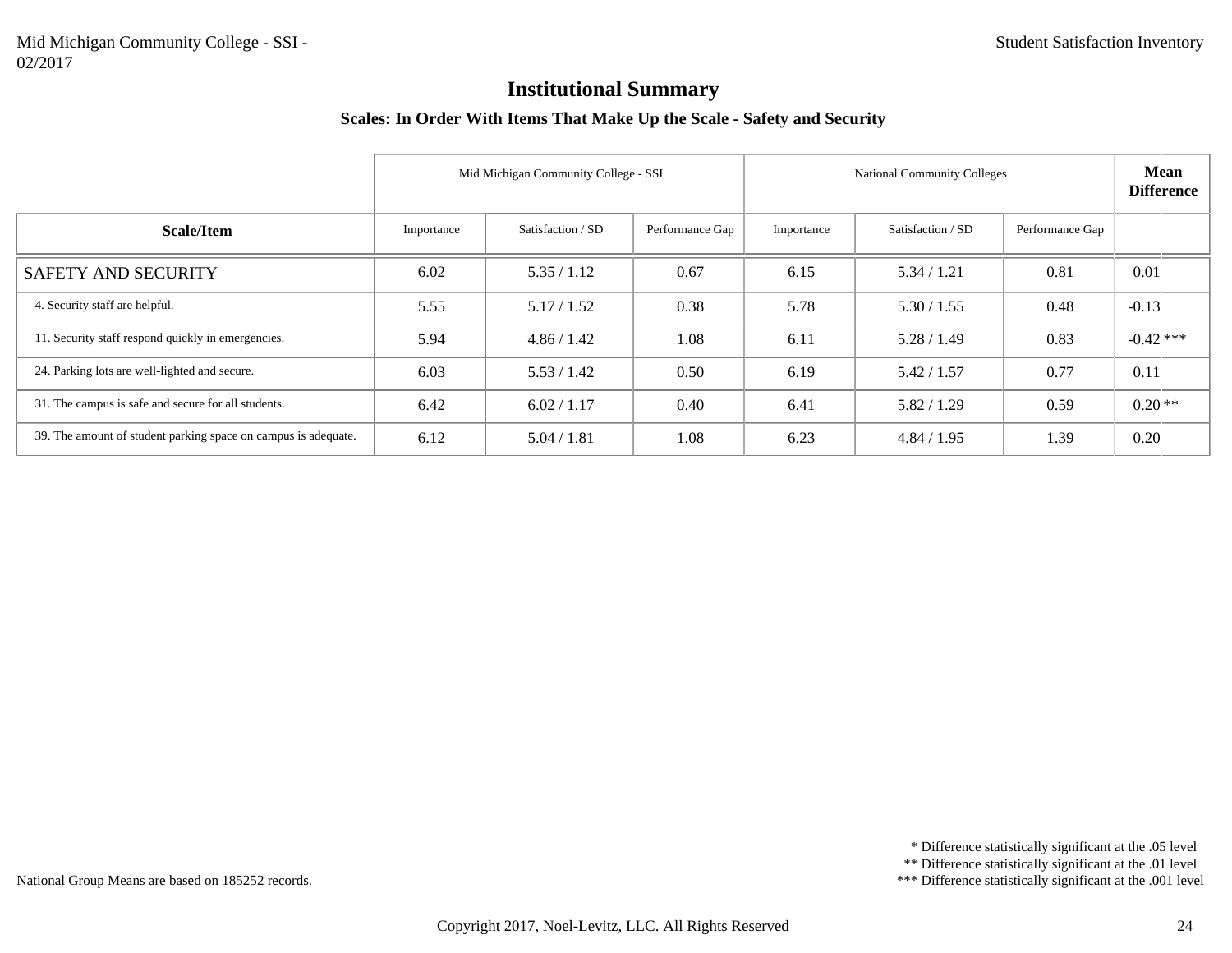# Institutional Summary

## Scales: In Order With Items That Make Up the Scale - Safety and Security

| | Mid Michigan Community College - SSI | | | National Community Colleges | | | Mean Difference |
|---|---|---|---|---|---|---|---|
| **Scale/Item** | Importance | Satisfaction / SD | Performance Gap | Importance | Satisfaction / SD | Performance Gap | |
| SAFETY AND SECURITY | 6.02 | 5.35 / 1.12 | 0.67 | 6.15 | 5.34 / 1.21 | 0.81 | 0.01 |
| 4. Security staff are helpful. | 5.55 | 5.17 / 1.52 | 0.38 | 5.78 | 5.30 / 1.55 | 0.48 | -0.13 |
| 11. Security staff respond quickly in emergencies. | 5.94 | 4.86 / 1.42 | 1.08 | 6.11 | 5.28 / 1.49 | 0.83 | -0.42 *** |
| 24. Parking lots are well-lighted and secure. | 6.03 | 5.53 / 1.42 | 0.50 | 6.19 | 5.42 / 1.57 | 0.77 | 0.11 |
| 31. The campus is safe and secure for all students. | 6.42 | 6.02 / 1.17 | 0.40 | 6.41 | 5.82 / 1.29 | 0.59 | 0.20 ** |
| 39. The amount of student parking space on campus is adequate. | 6.12 | 5.04 / 1.81 | 1.08 | 6.23 | 4.84 / 1.95 | 1.39 | 0.20 |

National Group Means are based on 185252 records.

\* Difference statistically significant at the .05 level
** Difference statistically significant at the .01 level
*** Difference statistically significant at the .001 level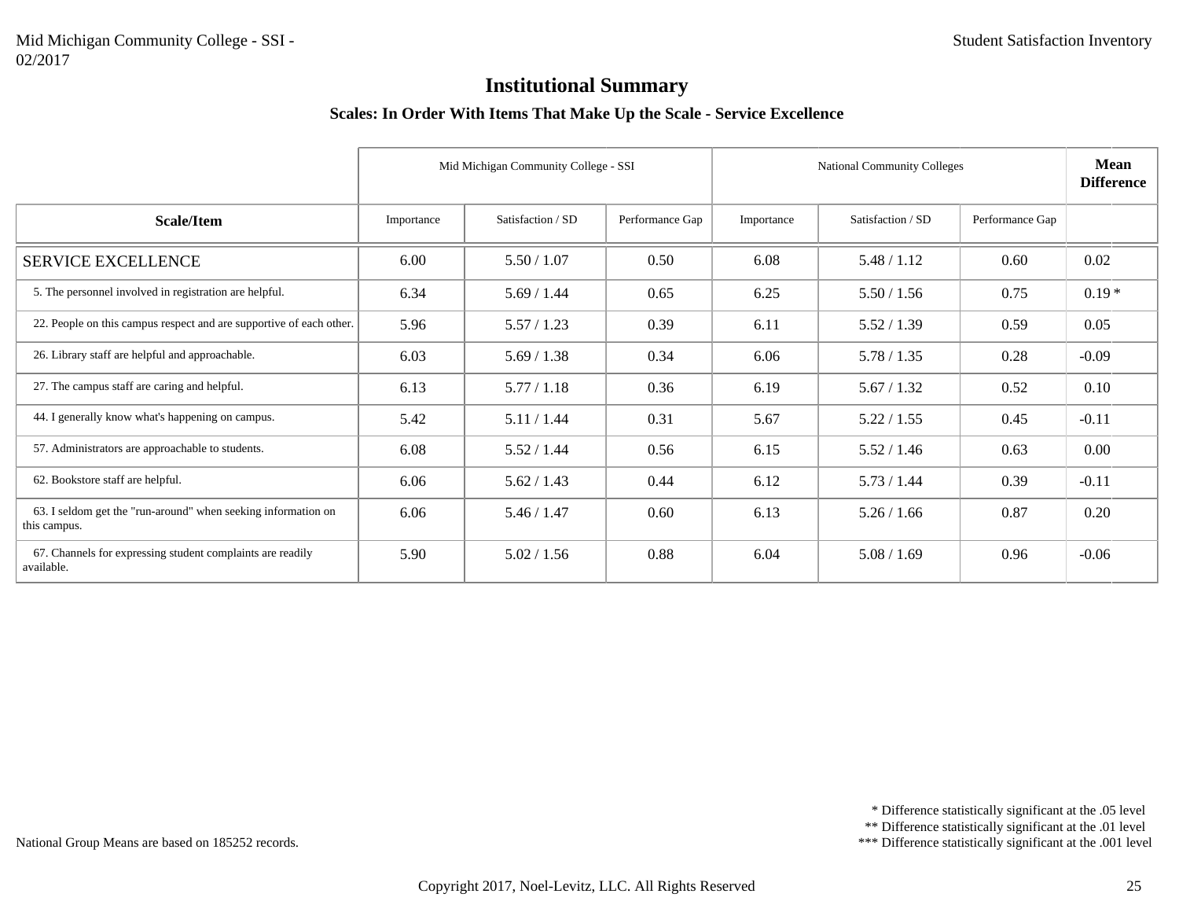# Institutional Summary

## Scales: In Order With Items That Make Up the Scale - Service Excellence

| | Mid Michigan Community College - SSI | | | National Community Colleges | | | Mean Difference |
|---|---|---|---|---|---|---|---|
| Scale/Item | Importance | Satisfaction / SD | Performance Gap | Importance | Satisfaction / SD | Performance Gap | |
| SERVICE EXCELLENCE | 6.00 | 5.50 / 1.07 | 0.50 | 6.08 | 5.48 / 1.12 | 0.60 | 0.02 |
| 5. The personnel involved in registration are helpful. | 6.34 | 5.69 / 1.44 | 0.65 | 6.25 | 5.50 / 1.56 | 0.75 | 0.19 * |
| 22. People on this campus respect and are supportive of each other. | 5.96 | 5.57 / 1.23 | 0.39 | 6.11 | 5.52 / 1.39 | 0.59 | 0.05 |
| 26. Library staff are helpful and approachable. | 6.03 | 5.69 / 1.38 | 0.34 | 6.06 | 5.78 / 1.35 | 0.28 | -0.09 |
| 27. The campus staff are caring and helpful. | 6.13 | 5.77 / 1.18 | 0.36 | 6.19 | 5.67 / 1.32 | 0.52 | 0.10 |
| 44. I generally know what's happening on campus. | 5.42 | 5.11 / 1.44 | 0.31 | 5.67 | 5.22 / 1.55 | 0.45 | -0.11 |
| 57. Administrators are approachable to students. | 6.08 | 5.52 / 1.44 | 0.56 | 6.15 | 5.52 / 1.46 | 0.63 | 0.00 |
| 62. Bookstore staff are helpful. | 6.06 | 5.62 / 1.43 | 0.44 | 6.12 | 5.73 / 1.44 | 0.39 | -0.11 |
| 63. I seldom get the "run-around" when seeking information on this campus. | 6.06 | 5.46 / 1.47 | 0.60 | 6.13 | 5.26 / 1.66 | 0.87 | 0.20 |
| 67. Channels for expressing student complaints are readily available. | 5.90 | 5.02 / 1.56 | 0.88 | 6.04 | 5.08 / 1.69 | 0.96 | -0.06 |

National Group Means are based on 185252 records.

\* Difference statistically significant at the .05 level
\*\* Difference statistically significant at the .01 level
\*\*\* Difference statistically significant at the .001 level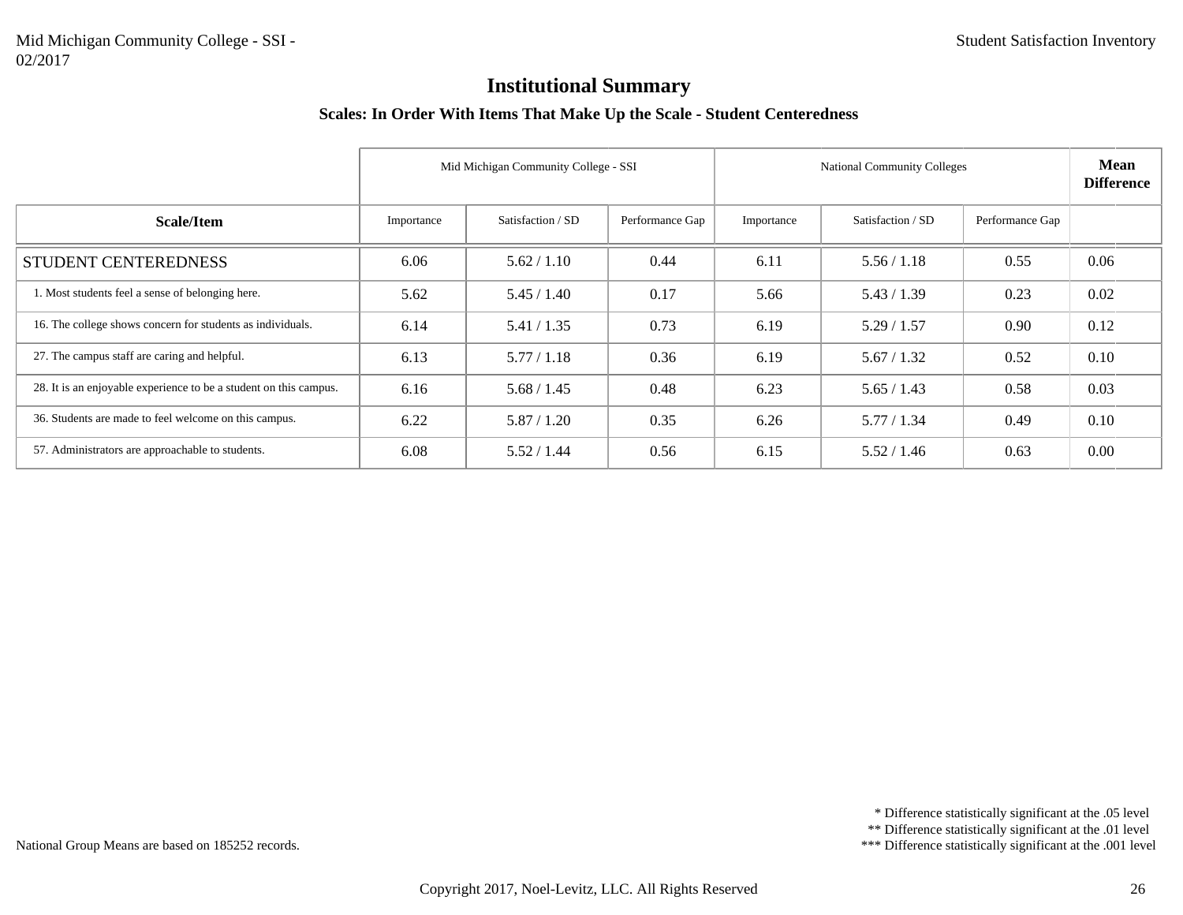# Institutional Summary

### Scales: In Order With Items That Make Up the Scale - Student Centeredness

| | Mid Michigan Community College - SSI | | | National Community Colleges | | | **Mean Difference** |
|---|---|---|---|---|---|---|---|
| **Scale/Item** | Importance | Satisfaction / SD | Performance Gap | Importance | Satisfaction / SD | Performance Gap | |
| STUDENT CENTEREDNESS | 6.06 | 5.62 / 1.10 | 0.44 | 6.11 | 5.56 / 1.18 | 0.55 | 0.06 |
| 1. Most students feel a sense of belonging here. | 5.62 | 5.45 / 1.40 | 0.17 | 5.66 | 5.43 / 1.39 | 0.23 | 0.02 |
| 16. The college shows concern for students as individuals. | 6.14 | 5.41 / 1.35 | 0.73 | 6.19 | 5.29 / 1.57 | 0.90 | 0.12 |
| 27. The campus staff are caring and helpful. | 6.13 | 5.77 / 1.18 | 0.36 | 6.19 | 5.67 / 1.32 | 0.52 | 0.10 |
| 28. It is an enjoyable experience to be a student on this campus. | 6.16 | 5.68 / 1.45 | 0.48 | 6.23 | 5.65 / 1.43 | 0.58 | 0.03 |
| 36. Students are made to feel welcome on this campus. | 6.22 | 5.87 / 1.20 | 0.35 | 6.26 | 5.77 / 1.34 | 0.49 | 0.10 |
| 57. Administrators are approachable to students. | 6.08 | 5.52 / 1.44 | 0.56 | 6.15 | 5.52 / 1.46 | 0.63 | 0.00 |

National Group Means are based on 185252 records.

\* Difference statistically significant at the .05 level
\*\* Difference statistically significant at the .01 level
\*\*\* Difference statistically significant at the .001 level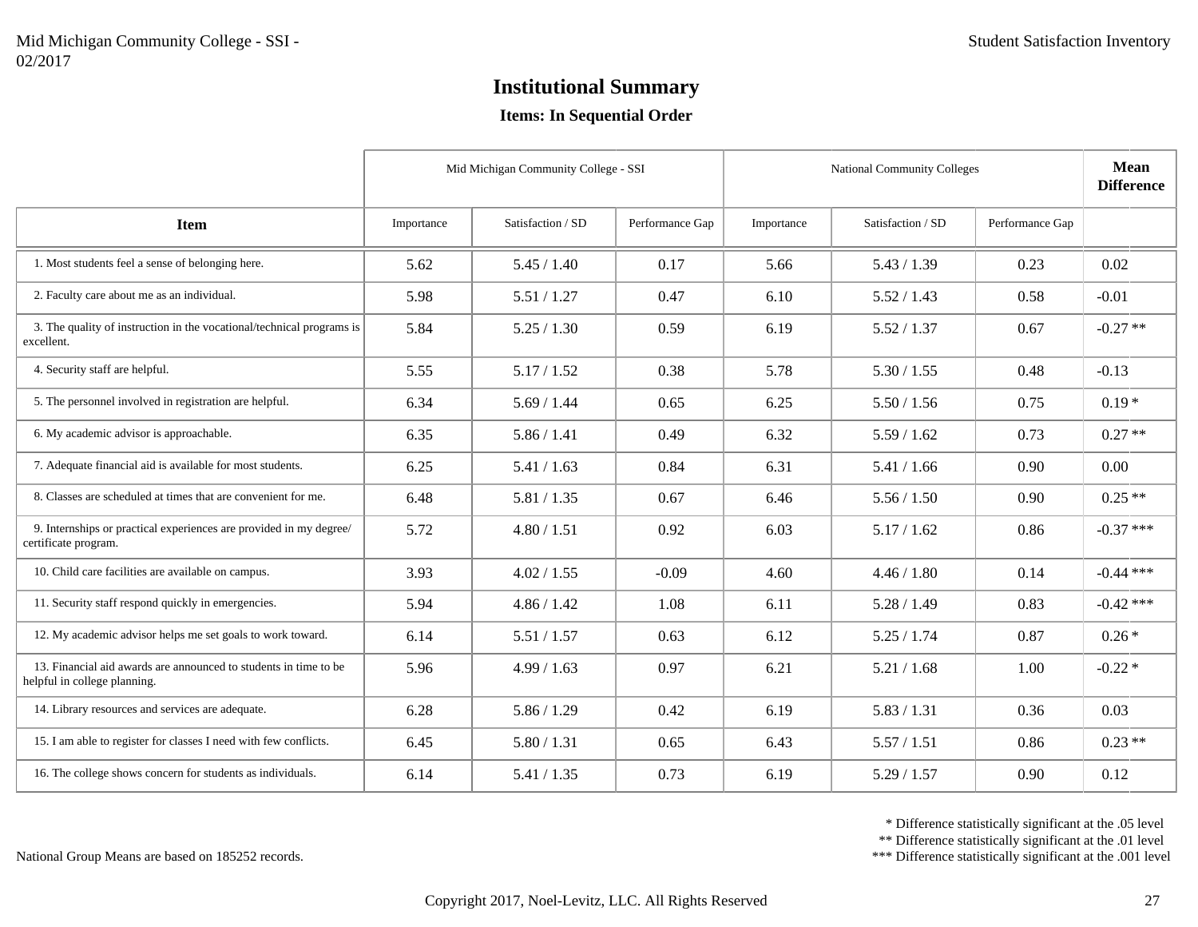# Institutional Summary

**Items: In Sequential Order**

| Item | Mid Michigan Community College - SSI | | | National Community Colleges | | | Mean Difference |
|---|---|---|---|---|---|---|---|
| | Importance | Satisfaction / SD | Performance Gap | Importance | Satisfaction / SD | Performance Gap | |
| 1. Most students feel a sense of belonging here. | 5.62 | 5.45 / 1.40 | 0.17 | 5.66 | 5.43 / 1.39 | 0.23 | 0.02 |
| 2. Faculty care about me as an individual. | 5.98 | 5.51 / 1.27 | 0.47 | 6.10 | 5.52 / 1.43 | 0.58 | -0.01 |
| 3. The quality of instruction in the vocational/technical programs is excellent. | 5.84 | 5.25 / 1.30 | 0.59 | 6.19 | 5.52 / 1.37 | 0.67 | -0.27 ** |
| 4. Security staff are helpful. | 5.55 | 5.17 / 1.52 | 0.38 | 5.78 | 5.30 / 1.55 | 0.48 | -0.13 |
| 5. The personnel involved in registration are helpful. | 6.34 | 5.69 / 1.44 | 0.65 | 6.25 | 5.50 / 1.56 | 0.75 | 0.19 * |
| 6. My academic advisor is approachable. | 6.35 | 5.86 / 1.41 | 0.49 | 6.32 | 5.59 / 1.62 | 0.73 | 0.27 ** |
| 7. Adequate financial aid is available for most students. | 6.25 | 5.41 / 1.63 | 0.84 | 6.31 | 5.41 / 1.66 | 0.90 | 0.00 |
| 8. Classes are scheduled at times that are convenient for me. | 6.48 | 5.81 / 1.35 | 0.67 | 6.46 | 5.56 / 1.50 | 0.90 | 0.25 ** |
| 9. Internships or practical experiences are provided in my degree/ certificate program. | 5.72 | 4.80 / 1.51 | 0.92 | 6.03 | 5.17 / 1.62 | 0.86 | -0.37 *** |
| 10. Child care facilities are available on campus. | 3.93 | 4.02 / 1.55 | -0.09 | 4.60 | 4.46 / 1.80 | 0.14 | -0.44 *** |
| 11. Security staff respond quickly in emergencies. | 5.94 | 4.86 / 1.42 | 1.08 | 6.11 | 5.28 / 1.49 | 0.83 | -0.42 *** |
| 12. My academic advisor helps me set goals to work toward. | 6.14 | 5.51 / 1.57 | 0.63 | 6.12 | 5.25 / 1.74 | 0.87 | 0.26 * |
| 13. Financial aid awards are announced to students in time to be helpful in college planning. | 5.96 | 4.99 / 1.63 | 0.97 | 6.21 | 5.21 / 1.68 | 1.00 | -0.22 * |
| 14. Library resources and services are adequate. | 6.28 | 5.86 / 1.29 | 0.42 | 6.19 | 5.83 / 1.31 | 0.36 | 0.03 |
| 15. I am able to register for classes I need with few conflicts. | 6.45 | 5.80 / 1.31 | 0.65 | 6.43 | 5.57 / 1.51 | 0.86 | 0.23 ** |
| 16. The college shows concern for students as individuals. | 6.14 | 5.41 / 1.35 | 0.73 | 6.19 | 5.29 / 1.57 | 0.90 | 0.12 |

National Group Means are based on 185252 records.

\* Difference statistically significant at the .05 level
\*\* Difference statistically significant at the .01 level
\*\*\* Difference statistically significant at the .001 level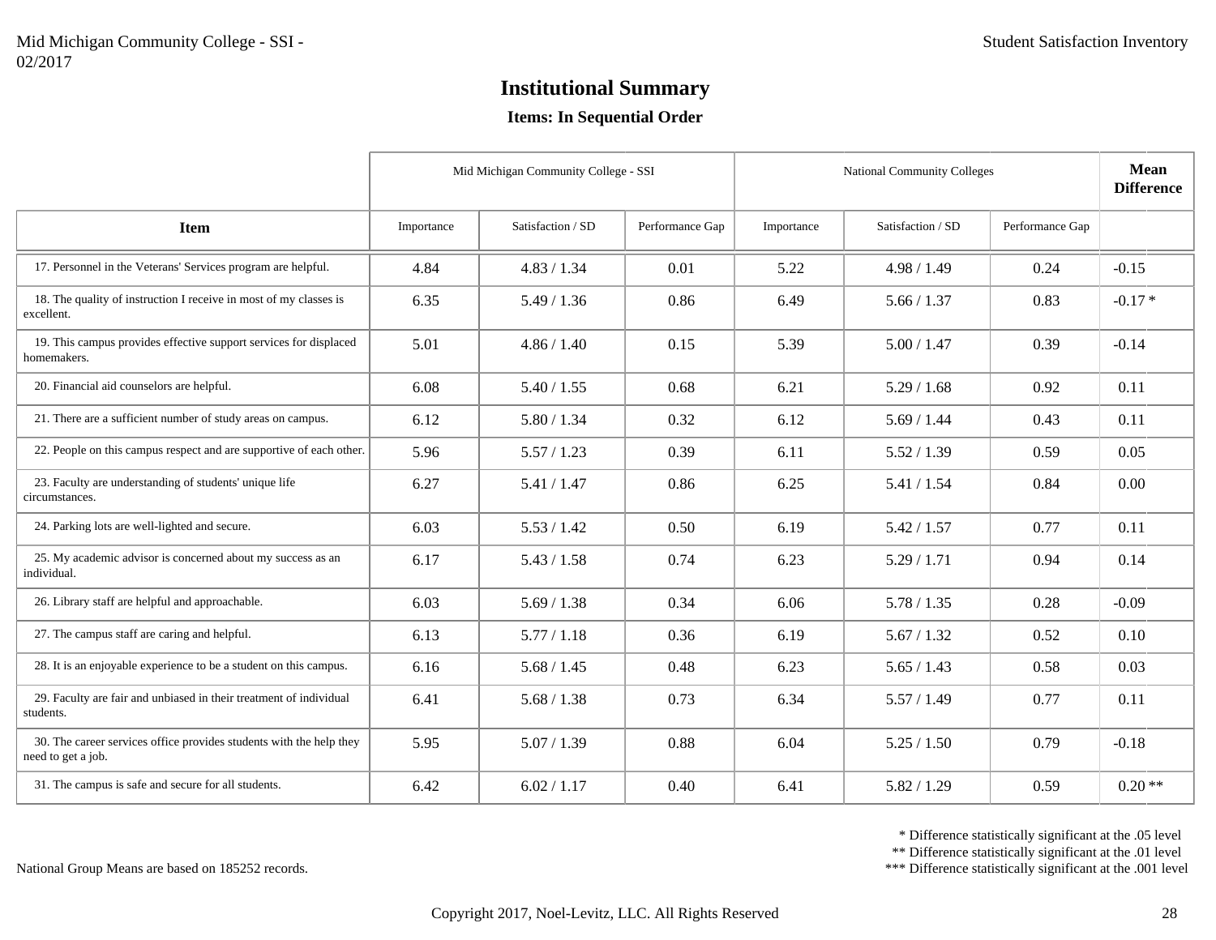## Institutional Summary

### Items: In Sequential Order

| | Mid Michigan Community College - SSI | | | National Community Colleges | | | Mean Difference |
|---|---|---|---|---|---|---|---|
| **Item** | Importance | Satisfaction / SD | Performance Gap | Importance | Satisfaction / SD | Performance Gap | |
| 17. Personnel in the Veterans' Services program are helpful. | 4.84 | 4.83 / 1.34 | 0.01 | 5.22 | 4.98 / 1.49 | 0.24 | -0.15 |
| 18. The quality of instruction I receive in most of my classes is excellent. | 6.35 | 5.49 / 1.36 | 0.86 | 6.49 | 5.66 / 1.37 | 0.83 | -0.17 * |
| 19. This campus provides effective support services for displaced homemakers. | 5.01 | 4.86 / 1.40 | 0.15 | 5.39 | 5.00 / 1.47 | 0.39 | -0.14 |
| 20. Financial aid counselors are helpful. | 6.08 | 5.40 / 1.55 | 0.68 | 6.21 | 5.29 / 1.68 | 0.92 | 0.11 |
| 21. There are a sufficient number of study areas on campus. | 6.12 | 5.80 / 1.34 | 0.32 | 6.12 | 5.69 / 1.44 | 0.43 | 0.11 |
| 22. People on this campus respect and are supportive of each other. | 5.96 | 5.57 / 1.23 | 0.39 | 6.11 | 5.52 / 1.39 | 0.59 | 0.05 |
| 23. Faculty are understanding of students' unique life circumstances. | 6.27 | 5.41 / 1.47 | 0.86 | 6.25 | 5.41 / 1.54 | 0.84 | 0.00 |
| 24. Parking lots are well-lighted and secure. | 6.03 | 5.53 / 1.42 | 0.50 | 6.19 | 5.42 / 1.57 | 0.77 | 0.11 |
| 25. My academic advisor is concerned about my success as an individual. | 6.17 | 5.43 / 1.58 | 0.74 | 6.23 | 5.29 / 1.71 | 0.94 | 0.14 |
| 26. Library staff are helpful and approachable. | 6.03 | 5.69 / 1.38 | 0.34 | 6.06 | 5.78 / 1.35 | 0.28 | -0.09 |
| 27. The campus staff are caring and helpful. | 6.13 | 5.77 / 1.18 | 0.36 | 6.19 | 5.67 / 1.32 | 0.52 | 0.10 |
| 28. It is an enjoyable experience to be a student on this campus. | 6.16 | 5.68 / 1.45 | 0.48 | 6.23 | 5.65 / 1.43 | 0.58 | 0.03 |
| 29. Faculty are fair and unbiased in their treatment of individual students. | 6.41 | 5.68 / 1.38 | 0.73 | 6.34 | 5.57 / 1.49 | 0.77 | 0.11 |
| 30. The career services office provides students with the help they need to get a job. | 5.95 | 5.07 / 1.39 | 0.88 | 6.04 | 5.25 / 1.50 | 0.79 | -0.18 |
| 31. The campus is safe and secure for all students. | 6.42 | 6.02 / 1.17 | 0.40 | 6.41 | 5.82 / 1.29 | 0.59 | 0.20 ** |

National Group Means are based on 185252 records.

\* Difference statistically significant at the .05 level
\*\* Difference statistically significant at the .01 level
\*\*\* Difference statistically significant at the .001 level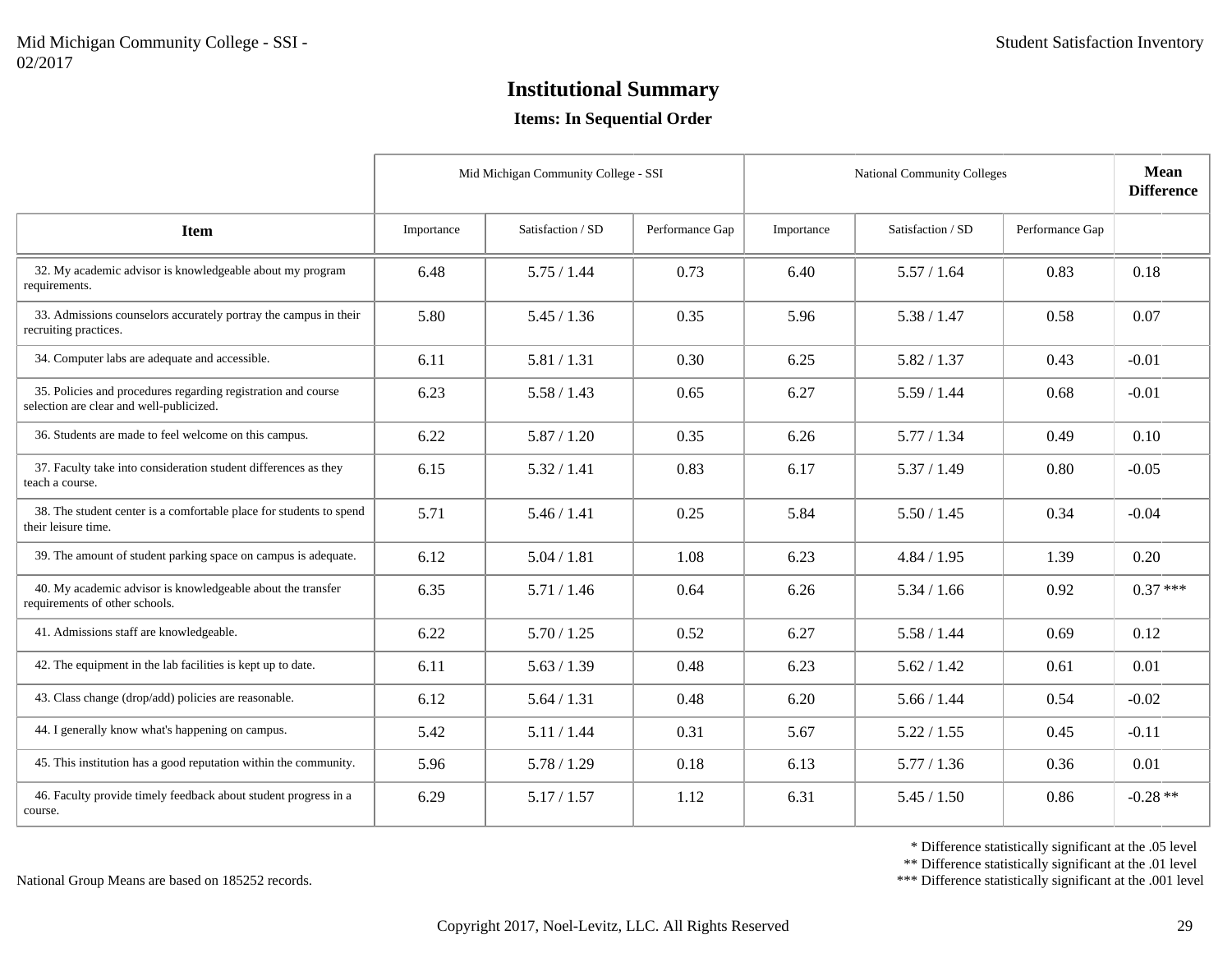# Institutional Summary

### Items: In Sequential Order

| Item | Mid Michigan Community College - SSI | | | National Community Colleges | | | Mean Difference |
|---|---|---|---|---|---|---|---|
| | Importance | Satisfaction / SD | Performance Gap | Importance | Satisfaction / SD | Performance Gap | |
| 32. My academic advisor is knowledgeable about my program requirements. | 6.48 | 5.75 / 1.44 | 0.73 | 6.40 | 5.57 / 1.64 | 0.83 | 0.18 |
| 33. Admissions counselors accurately portray the campus in their recruiting practices. | 5.80 | 5.45 / 1.36 | 0.35 | 5.96 | 5.38 / 1.47 | 0.58 | 0.07 |
| 34. Computer labs are adequate and accessible. | 6.11 | 5.81 / 1.31 | 0.30 | 6.25 | 5.82 / 1.37 | 0.43 | -0.01 |
| 35. Policies and procedures regarding registration and course selection are clear and well-publicized. | 6.23 | 5.58 / 1.43 | 0.65 | 6.27 | 5.59 / 1.44 | 0.68 | -0.01 |
| 36. Students are made to feel welcome on this campus. | 6.22 | 5.87 / 1.20 | 0.35 | 6.26 | 5.77 / 1.34 | 0.49 | 0.10 |
| 37. Faculty take into consideration student differences as they teach a course. | 6.15 | 5.32 / 1.41 | 0.83 | 6.17 | 5.37 / 1.49 | 0.80 | -0.05 |
| 38. The student center is a comfortable place for students to spend their leisure time. | 5.71 | 5.46 / 1.41 | 0.25 | 5.84 | 5.50 / 1.45 | 0.34 | -0.04 |
| 39. The amount of student parking space on campus is adequate. | 6.12 | 5.04 / 1.81 | 1.08 | 6.23 | 4.84 / 1.95 | 1.39 | 0.20 |
| 40. My academic advisor is knowledgeable about the transfer requirements of other schools. | 6.35 | 5.71 / 1.46 | 0.64 | 6.26 | 5.34 / 1.66 | 0.92 | 0.37 *** |
| 41. Admissions staff are knowledgeable. | 6.22 | 5.70 / 1.25 | 0.52 | 6.27 | 5.58 / 1.44 | 0.69 | 0.12 |
| 42. The equipment in the lab facilities is kept up to date. | 6.11 | 5.63 / 1.39 | 0.48 | 6.23 | 5.62 / 1.42 | 0.61 | 0.01 |
| 43. Class change (drop/add) policies are reasonable. | 6.12 | 5.64 / 1.31 | 0.48 | 6.20 | 5.66 / 1.44 | 0.54 | -0.02 |
| 44. I generally know what's happening on campus. | 5.42 | 5.11 / 1.44 | 0.31 | 5.67 | 5.22 / 1.55 | 0.45 | -0.11 |
| 45. This institution has a good reputation within the community. | 5.96 | 5.78 / 1.29 | 0.18 | 6.13 | 5.77 / 1.36 | 0.36 | 0.01 |
| 46. Faculty provide timely feedback about student progress in a course. | 6.29 | 5.17 / 1.57 | 1.12 | 6.31 | 5.45 / 1.50 | 0.86 | -0.28 ** |

\* Difference statistically significant at the .05 level
** Difference statistically significant at the .01 level
*** Difference statistically significant at the .001 level

National Group Means are based on 185252 records.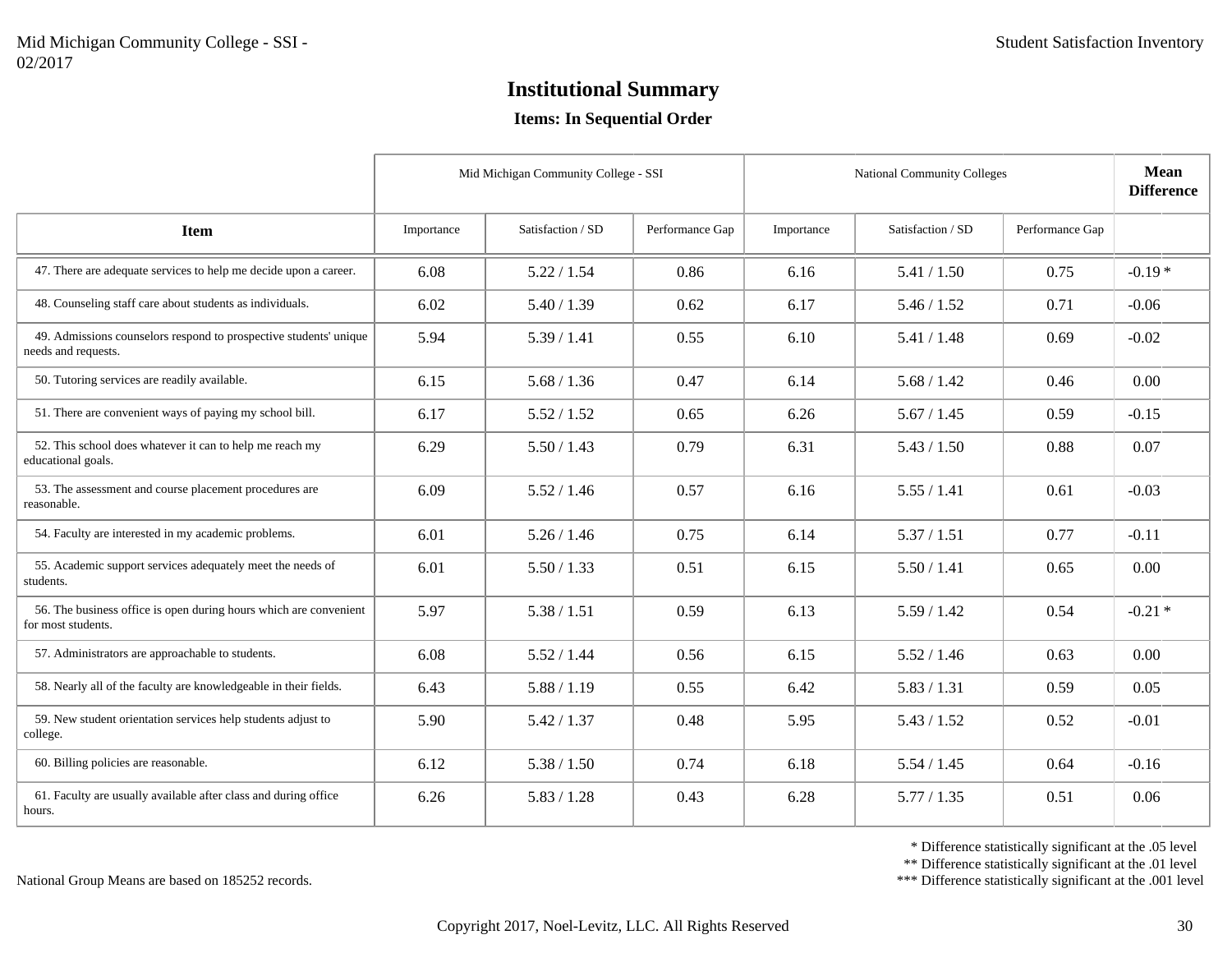## Institutional Summary

### Items: In Sequential Order

| | Mid Michigan Community College - SSI | | | National Community Colleges | | | Mean Difference |
|---|---|---|---|---|---|---|---|
| **Item** | Importance | Satisfaction / SD | Performance Gap | Importance | Satisfaction / SD | Performance Gap | |
| 47. There are adequate services to help me decide upon a career. | 6.08 | 5.22 / 1.54 | 0.86 | 6.16 | 5.41 / 1.50 | 0.75 | -0.19 * |
| 48. Counseling staff care about students as individuals. | 6.02 | 5.40 / 1.39 | 0.62 | 6.17 | 5.46 / 1.52 | 0.71 | -0.06 |
| 49. Admissions counselors respond to prospective students' unique needs and requests. | 5.94 | 5.39 / 1.41 | 0.55 | 6.10 | 5.41 / 1.48 | 0.69 | -0.02 |
| 50. Tutoring services are readily available. | 6.15 | 5.68 / 1.36 | 0.47 | 6.14 | 5.68 / 1.42 | 0.46 | 0.00 |
| 51. There are convenient ways of paying my school bill. | 6.17 | 5.52 / 1.52 | 0.65 | 6.26 | 5.67 / 1.45 | 0.59 | -0.15 |
| 52. This school does whatever it can to help me reach my educational goals. | 6.29 | 5.50 / 1.43 | 0.79 | 6.31 | 5.43 / 1.50 | 0.88 | 0.07 |
| 53. The assessment and course placement procedures are reasonable. | 6.09 | 5.52 / 1.46 | 0.57 | 6.16 | 5.55 / 1.41 | 0.61 | -0.03 |
| 54. Faculty are interested in my academic problems. | 6.01 | 5.26 / 1.46 | 0.75 | 6.14 | 5.37 / 1.51 | 0.77 | -0.11 |
| 55. Academic support services adequately meet the needs of students. | 6.01 | 5.50 / 1.33 | 0.51 | 6.15 | 5.50 / 1.41 | 0.65 | 0.00 |
| 56. The business office is open during hours which are convenient for most students. | 5.97 | 5.38 / 1.51 | 0.59 | 6.13 | 5.59 / 1.42 | 0.54 | -0.21 * |
| 57. Administrators are approachable to students. | 6.08 | 5.52 / 1.44 | 0.56 | 6.15 | 5.52 / 1.46 | 0.63 | 0.00 |
| 58. Nearly all of the faculty are knowledgeable in their fields. | 6.43 | 5.88 / 1.19 | 0.55 | 6.42 | 5.83 / 1.31 | 0.59 | 0.05 |
| 59. New student orientation services help students adjust to college. | 5.90 | 5.42 / 1.37 | 0.48 | 5.95 | 5.43 / 1.52 | 0.52 | -0.01 |
| 60. Billing policies are reasonable. | 6.12 | 5.38 / 1.50 | 0.74 | 6.18 | 5.54 / 1.45 | 0.64 | -0.16 |
| 61. Faculty are usually available after class and during office hours. | 6.26 | 5.83 / 1.28 | 0.43 | 6.28 | 5.77 / 1.35 | 0.51 | 0.06 |

\* Difference statistically significant at the .05 level
\*\* Difference statistically significant at the .01 level
\*\*\* Difference statistically significant at the .001 level

National Group Means are based on 185252 records.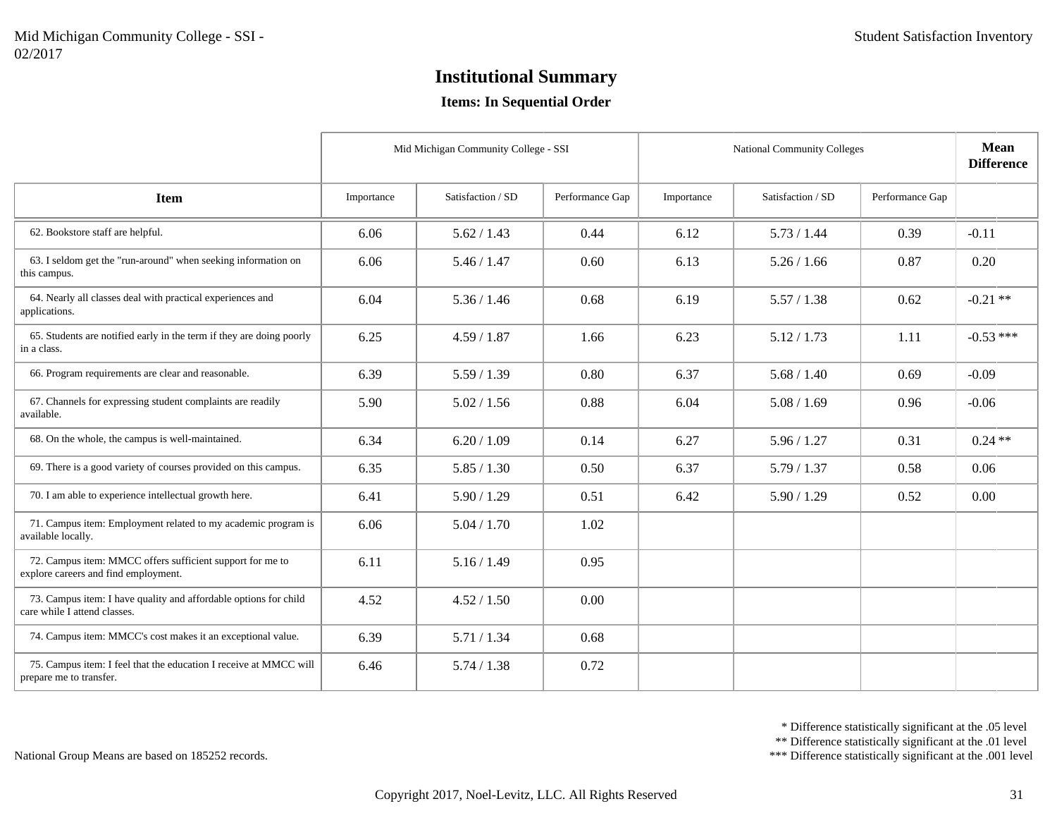## Institutional Summary

### Items: In Sequential Order

| Item | Mid Michigan Community College - SSI | | | National Community Colleges | | | Mean Difference |
|---|---|---|---|---|---|---|---|
| | Importance | Satisfaction / SD | Performance Gap | Importance | Satisfaction / SD | Performance Gap | |
| 62. Bookstore staff are helpful. | 6.06 | 5.62 / 1.43 | 0.44 | 6.12 | 5.73 / 1.44 | 0.39 | -0.11 |
| 63. I seldom get the "run-around" when seeking information on this campus. | 6.06 | 5.46 / 1.47 | 0.60 | 6.13 | 5.26 / 1.66 | 0.87 | 0.20 |
| 64. Nearly all classes deal with practical experiences and applications. | 6.04 | 5.36 / 1.46 | 0.68 | 6.19 | 5.57 / 1.38 | 0.62 | -0.21 ** |
| 65. Students are notified early in the term if they are doing poorly in a class. | 6.25 | 4.59 / 1.87 | 1.66 | 6.23 | 5.12 / 1.73 | 1.11 | -0.53 *** |
| 66. Program requirements are clear and reasonable. | 6.39 | 5.59 / 1.39 | 0.80 | 6.37 | 5.68 / 1.40 | 0.69 | -0.09 |
| 67. Channels for expressing student complaints are readily available. | 5.90 | 5.02 / 1.56 | 0.88 | 6.04 | 5.08 / 1.69 | 0.96 | -0.06 |
| 68. On the whole, the campus is well-maintained. | 6.34 | 6.20 / 1.09 | 0.14 | 6.27 | 5.96 / 1.27 | 0.31 | 0.24 ** |
| 69. There is a good variety of courses provided on this campus. | 6.35 | 5.85 / 1.30 | 0.50 | 6.37 | 5.79 / 1.37 | 0.58 | 0.06 |
| 70. I am able to experience intellectual growth here. | 6.41 | 5.90 / 1.29 | 0.51 | 6.42 | 5.90 / 1.29 | 0.52 | 0.00 |
| 71. Campus item: Employment related to my academic program is available locally. | 6.06 | 5.04 / 1.70 | 1.02 | | | | |
| 72. Campus item: MMCC offers sufficient support for me to explore careers and find employment. | 6.11 | 5.16 / 1.49 | 0.95 | | | | |
| 73. Campus item: I have quality and affordable options for child care while I attend classes. | 4.52 | 4.52 / 1.50 | 0.00 | | | | |
| 74. Campus item: MMCC's cost makes it an exceptional value. | 6.39 | 5.71 / 1.34 | 0.68 | | | | |
| 75. Campus item: I feel that the education I receive at MMCC will prepare me to transfer. | 6.46 | 5.74 / 1.38 | 0.72 | | | | |

National Group Means are based on 185252 records.

\* Difference statistically significant at the .05 level
\*\* Difference statistically significant at the .01 level
\*\*\* Difference statistically significant at the .001 level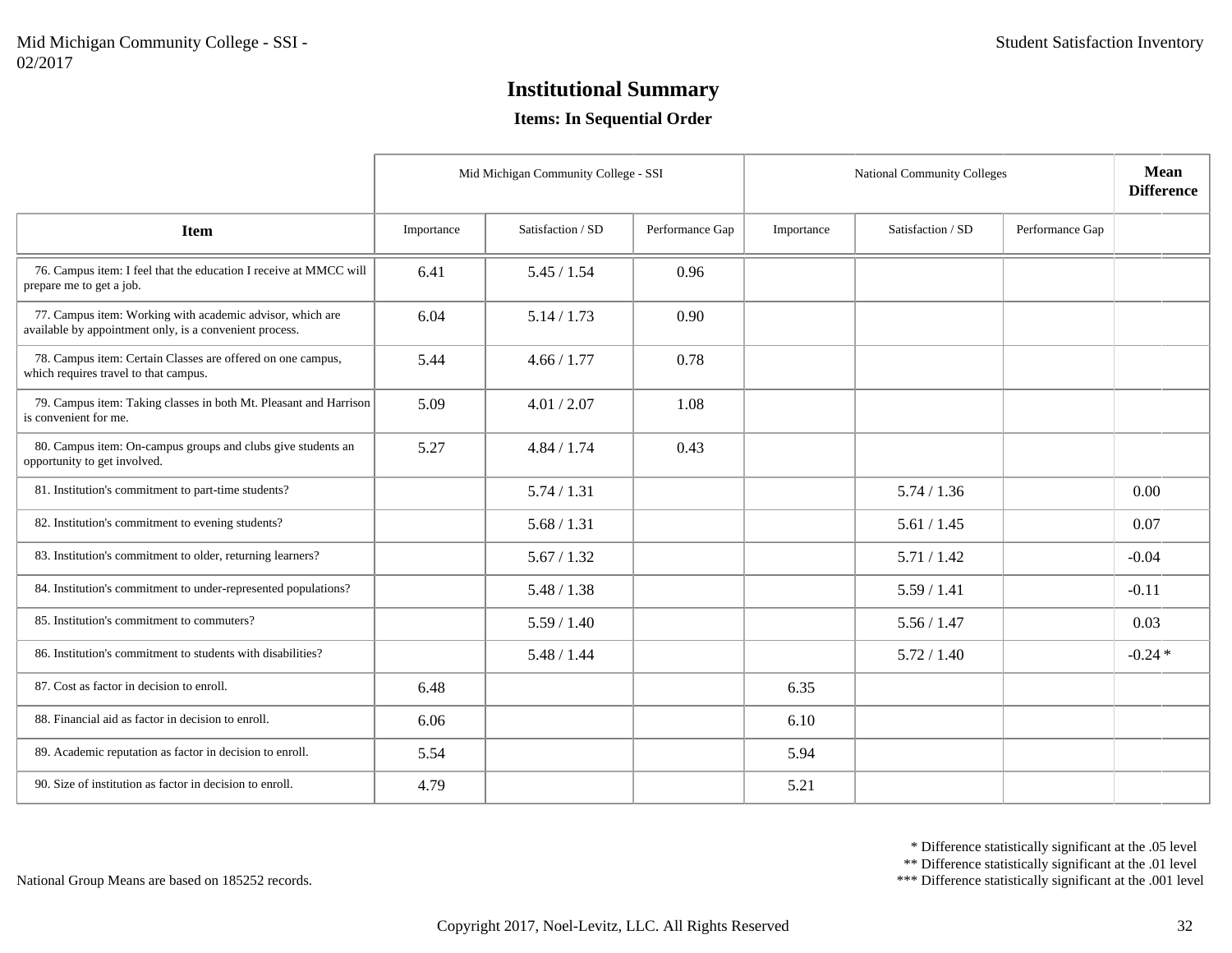## Institutional Summary

### Items: In Sequential Order

| Item | Mid Michigan Community College - SSI | | | National Community Colleges | | | Mean Difference |
|---|---|---|---|---|---|---|---|
| | Importance | Satisfaction / SD | Performance Gap | Importance | Satisfaction / SD | Performance Gap | |
| 76. Campus item: I feel that the education I receive at MMCC will prepare me to get a job. | 6.41 | 5.45 / 1.54 | 0.96 | | | | |
| 77. Campus item: Working with academic advisor, which are available by appointment only, is a convenient process. | 6.04 | 5.14 / 1.73 | 0.90 | | | | |
| 78. Campus item: Certain Classes are offered on one campus, which requires travel to that campus. | 5.44 | 4.66 / 1.77 | 0.78 | | | | |
| 79. Campus item: Taking classes in both Mt. Pleasant and Harrison is convenient for me. | 5.09 | 4.01 / 2.07 | 1.08 | | | | |
| 80. Campus item: On-campus groups and clubs give students an opportunity to get involved. | 5.27 | 4.84 / 1.74 | 0.43 | | | | |
| 81. Institution's commitment to part-time students? | | 5.74 / 1.31 | | | 5.74 / 1.36 | | 0.00 |
| 82. Institution's commitment to evening students? | | 5.68 / 1.31 | | | 5.61 / 1.45 | | 0.07 |
| 83. Institution's commitment to older, returning learners? | | 5.67 / 1.32 | | | 5.71 / 1.42 | | -0.04 |
| 84. Institution's commitment to under-represented populations? | | 5.48 / 1.38 | | | 5.59 / 1.41 | | -0.11 |
| 85. Institution's commitment to commuters? | | 5.59 / 1.40 | | | 5.56 / 1.47 | | 0.03 |
| 86. Institution's commitment to students with disabilities? | | 5.48 / 1.44 | | | 5.72 / 1.40 | | -0.24 * |
| 87. Cost as factor in decision to enroll. | 6.48 | | | 6.35 | | | |
| 88. Financial aid as factor in decision to enroll. | 6.06 | | | 6.10 | | | |
| 89. Academic reputation as factor in decision to enroll. | 5.54 | | | 5.94 | | | |
| 90. Size of institution as factor in decision to enroll. | 4.79 | | | 5.21 | | | |

National Group Means are based on 185252 records.

\* Difference statistically significant at the .05 level
\*\* Difference statistically significant at the .01 level
\*\*\* Difference statistically significant at the .001 level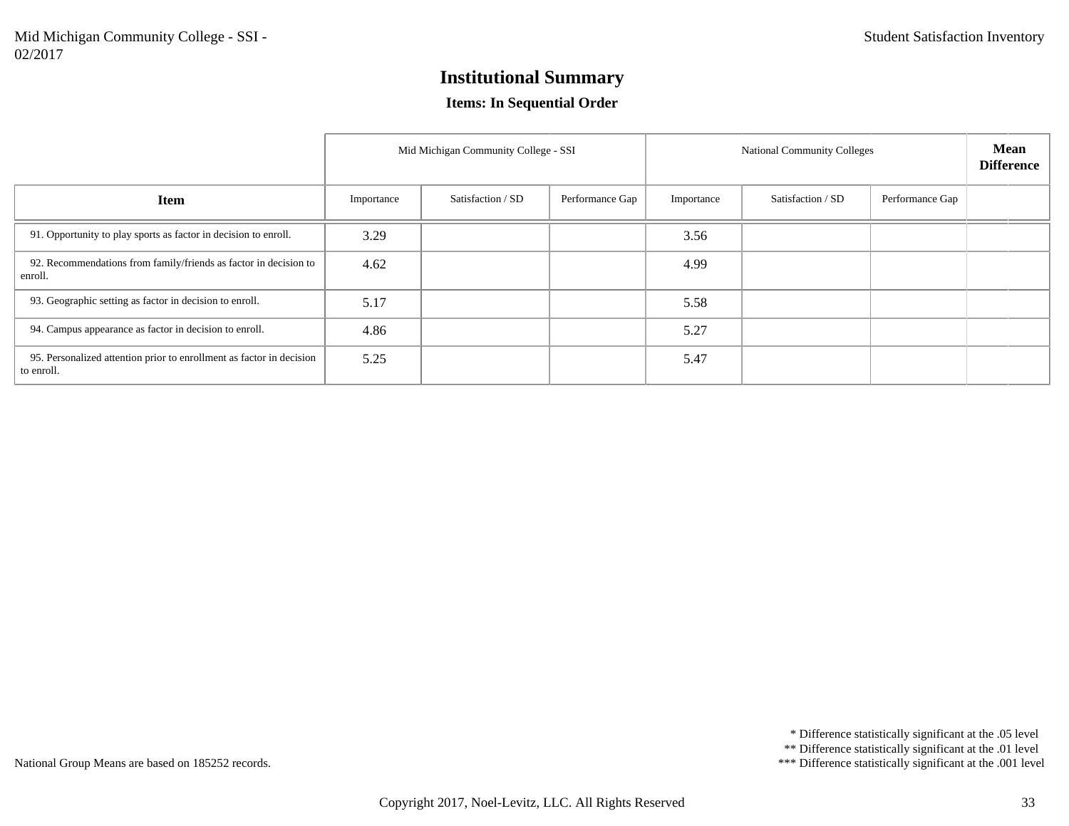# Institutional Summary

### Items: In Sequential Order

| | Mid Michigan Community College - SSI | | | National Community Colleges | | | Mean Difference |
|---|---|---|---|---|---|---|---|
| Item | Importance | Satisfaction / SD | Performance Gap | Importance | Satisfaction / SD | Performance Gap | |
| 91. Opportunity to play sports as factor in decision to enroll. | 3.29 | | | 3.56 | | | |
| 92. Recommendations from family/friends as factor in decision to enroll. | 4.62 | | | 4.99 | | | |
| 93. Geographic setting as factor in decision to enroll. | 5.17 | | | 5.58 | | | |
| 94. Campus appearance as factor in decision to enroll. | 4.86 | | | 5.27 | | | |
| 95. Personalized attention prior to enrollment as factor in decision to enroll. | 5.25 | | | 5.47 | | | |

National Group Means are based on 185252 records.

\* Difference statistically significant at the .05 level
\*\* Difference statistically significant at the .01 level
\*\*\* Difference statistically significant at the .001 level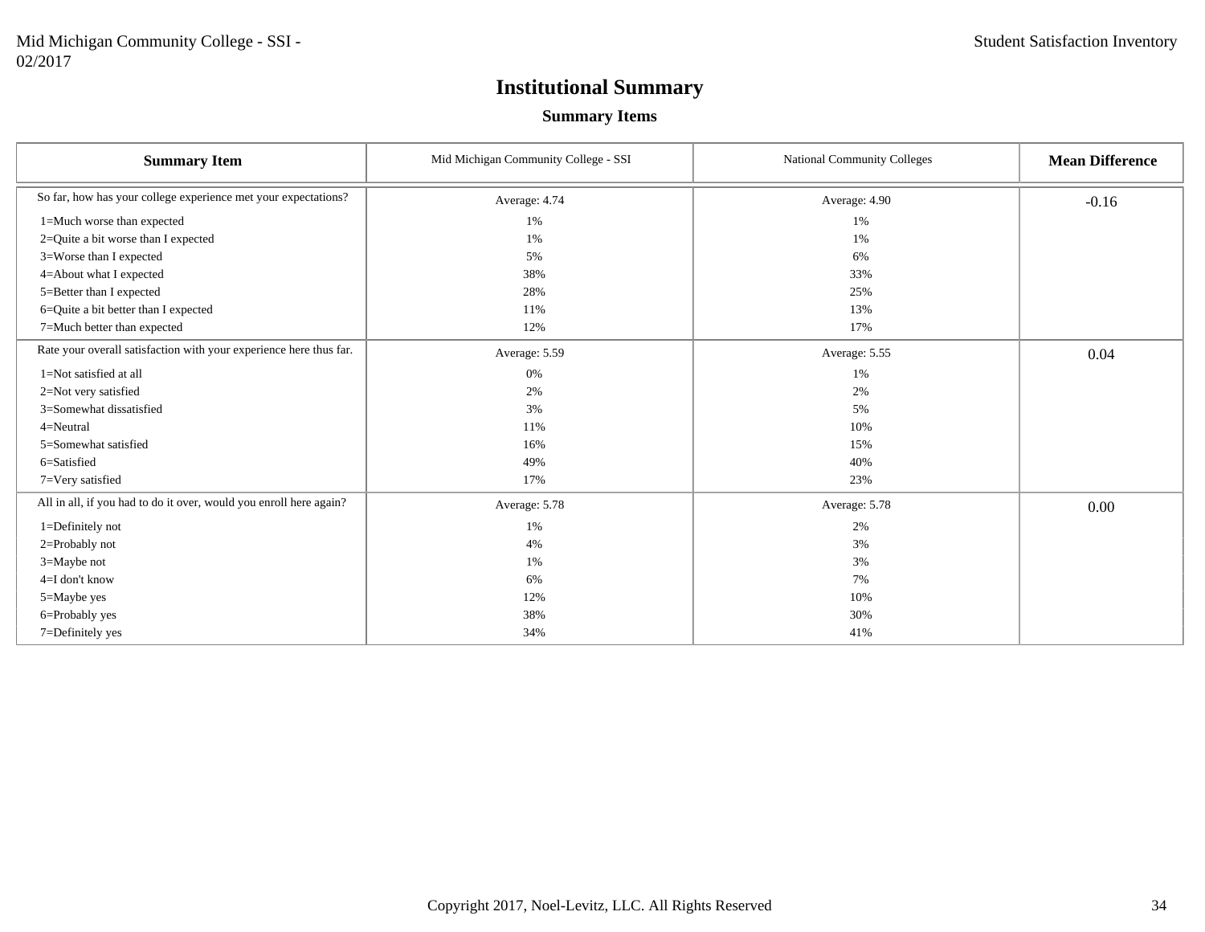# Institutional Summary

### Summary Items

| Summary Item | Mid Michigan Community College - SSI | National Community Colleges | Mean Difference |
|---|---|---|---|
| So far, how has your college experience met your expectations? | Average: 4.74 | Average: 4.90 | -0.16 |
| 1=Much worse than expected | 1% | 1% | |
| 2=Quite a bit worse than I expected | 1% | 1% | |
| 3=Worse than I expected | 5% | 6% | |
| 4=About what I expected | 38% | 33% | |
| 5=Better than I expected | 28% | 25% | |
| 6=Quite a bit better than I expected | 11% | 13% | |
| 7=Much better than expected | 12% | 17% | |
| Rate your overall satisfaction with your experience here thus far. | Average: 5.59 | Average: 5.55 | 0.04 |
| 1=Not satisfied at all | 0% | 1% | |
| 2=Not very satisfied | 2% | 2% | |
| 3=Somewhat dissatisfied | 3% | 5% | |
| 4=Neutral | 11% | 10% | |
| 5=Somewhat satisfied | 16% | 15% | |
| 6=Satisfied | 49% | 40% | |
| 7=Very satisfied | 17% | 23% | |
| All in all, if you had to do it over, would you enroll here again? | Average: 5.78 | Average: 5.78 | 0.00 |
| 1=Definitely not | 1% | 2% | |
| 2=Probably not | 4% | 3% | |
| 3=Maybe not | 1% | 3% | |
| 4=I don't know | 6% | 7% | |
| 5=Maybe yes | 12% | 10% | |
| 6=Probably yes | 38% | 30% | |
| 7=Definitely yes | 34% | 41% | |